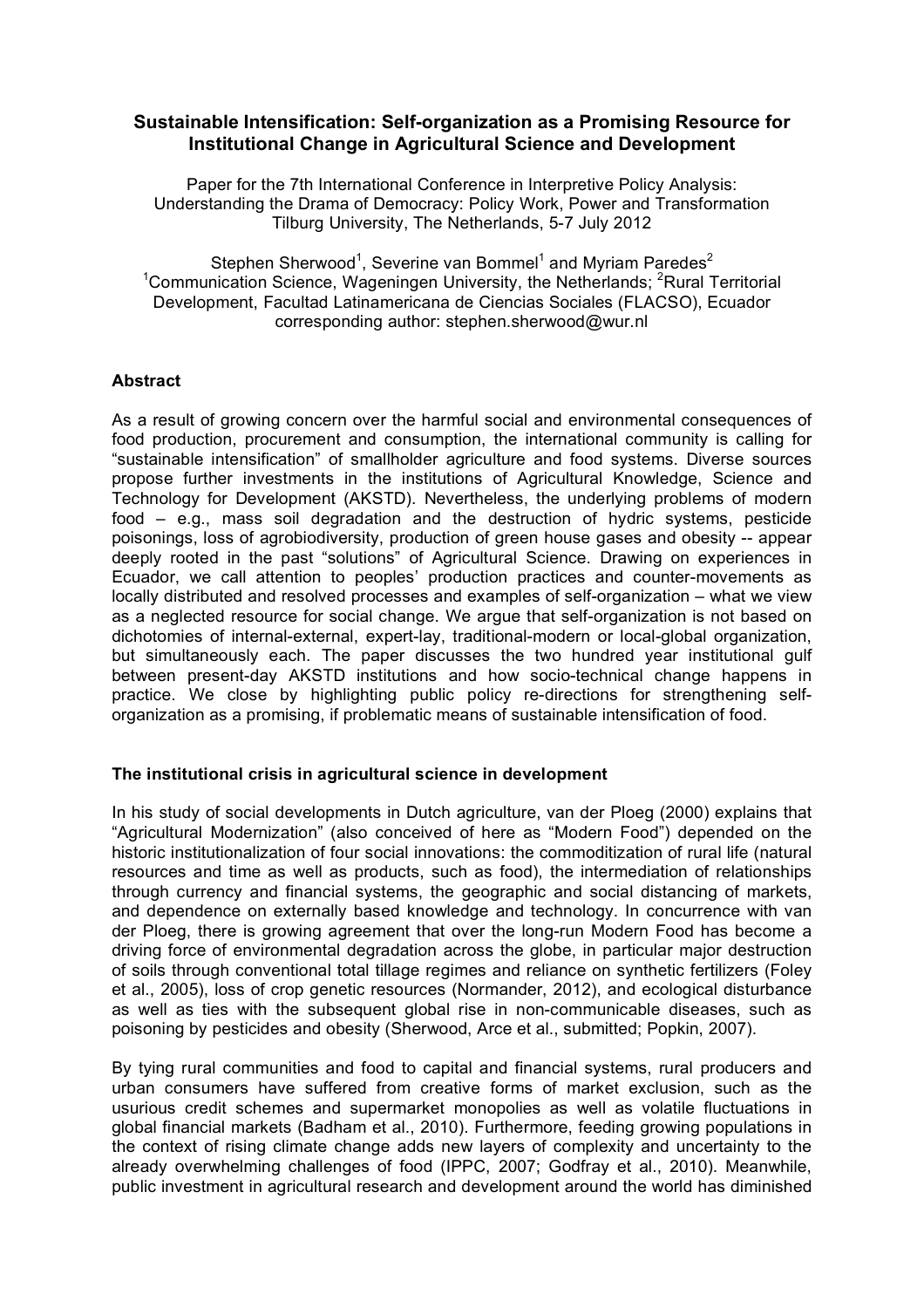# Sustainable Intensification: Self-organization as a Promising Resource for Institutional Change in Agricultural Science and Development

Paper for the 7th International Conference in Interpretive Policy Analysis: Understanding the Drama of Democracy: Policy Work, Power and Transformation
Tilburg University, The Netherlands, 5-7 July 2012

Stephen Sherwood[1], Severine van Bommel[1] and Myriam Paredes[2]
[1]Communication Science, Wageningen University, the Netherlands; [2]Rural Territorial Development, Facultad Latinamericana de Ciencias Sociales (FLACSO), Ecuador
corresponding author: stephen.sherwood@wur.nl

## Abstract

As a result of growing concern over the harmful social and environmental consequences of food production, procurement and consumption, the international community is calling for "sustainable intensification" of smallholder agriculture and food systems. Diverse sources propose further investments in the institutions of Agricultural Knowledge, Science and Technology for Development (AKSTD). Nevertheless, the underlying problems of modern food – e.g., mass soil degradation and the destruction of hydric systems, pesticide poisonings, loss of agrobiodiversity, production of green house gases and obesity -- appear deeply rooted in the past "solutions" of Agricultural Science. Drawing on experiences in Ecuador, we call attention to peoples' production practices and counter-movements as locally distributed and resolved processes and examples of self-organization – what we view as a neglected resource for social change. We argue that self-organization is not based on dichotomies of internal-external, expert-lay, traditional-modern or local-global organization, but simultaneously each. The paper discusses the two hundred year institutional gulf between present-day AKSTD institutions and how socio-technical change happens in practice. We close by highlighting public policy re-directions for strengthening self-organization as a promising, if problematic means of sustainable intensification of food.

## The institutional crisis in agricultural science in development

In his study of social developments in Dutch agriculture, van der Ploeg (2000) explains that "Agricultural Modernization" (also conceived of here as "Modern Food") depended on the historic institutionalization of four social innovations: the commoditization of rural life (natural resources and time as well as products, such as food), the intermediation of relationships through currency and financial systems, the geographic and social distancing of markets, and dependence on externally based knowledge and technology. In concurrence with van der Ploeg, there is growing agreement that over the long-run Modern Food has become a driving force of environmental degradation across the globe, in particular major destruction of soils through conventional total tillage regimes and reliance on synthetic fertilizers (Foley et al., 2005), loss of crop genetic resources (Normander, 2012), and ecological disturbance as well as ties with the subsequent global rise in non-communicable diseases, such as poisoning by pesticides and obesity (Sherwood, Arce et al., submitted; Popkin, 2007).

By tying rural communities and food to capital and financial systems, rural producers and urban consumers have suffered from creative forms of market exclusion, such as the usurious credit schemes and supermarket monopolies as well as volatile fluctuations in global financial markets (Badham et al., 2010). Furthermore, feeding growing populations in the context of rising climate change adds new layers of complexity and uncertainty to the already overwhelming challenges of food (IPPC, 2007; Godfray et al., 2010). Meanwhile, public investment in agricultural research and development around the world has diminished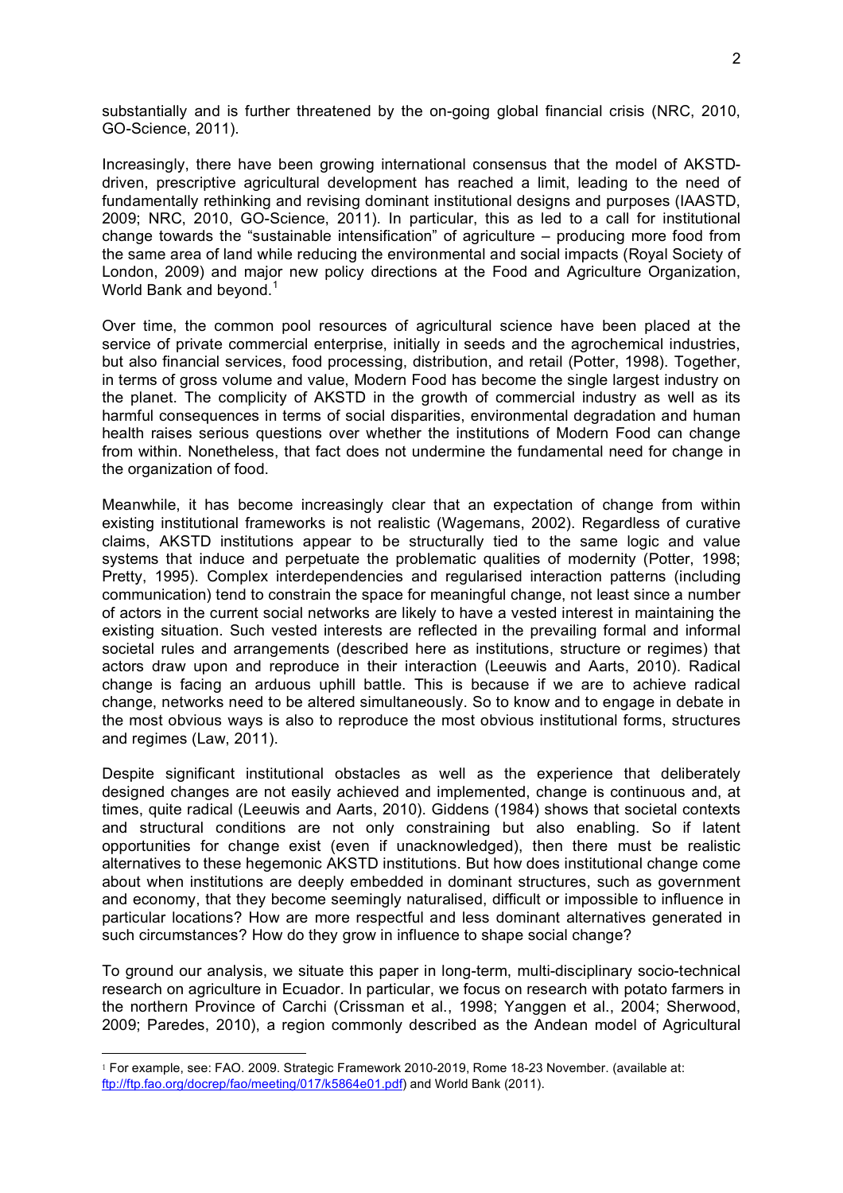substantially and is further threatened by the on-going global financial crisis (NRC, 2010, GO-Science, 2011).

Increasingly, there have been growing international consensus that the model of AKSTD-driven, prescriptive agricultural development has reached a limit, leading to the need of fundamentally rethinking and revising dominant institutional designs and purposes (IAASTD, 2009; NRC, 2010, GO-Science, 2011). In particular, this as led to a call for institutional change towards the "sustainable intensification" of agriculture – producing more food from the same area of land while reducing the environmental and social impacts (Royal Society of London, 2009) and major new policy directions at the Food and Agriculture Organization, World Bank and beyond.[1]

Over time, the common pool resources of agricultural science have been placed at the service of private commercial enterprise, initially in seeds and the agrochemical industries, but also financial services, food processing, distribution, and retail (Potter, 1998). Together, in terms of gross volume and value, Modern Food has become the single largest industry on the planet. The complicity of AKSTD in the growth of commercial industry as well as its harmful consequences in terms of social disparities, environmental degradation and human health raises serious questions over whether the institutions of Modern Food can change from within. Nonetheless, that fact does not undermine the fundamental need for change in the organization of food.

Meanwhile, it has become increasingly clear that an expectation of change from within existing institutional frameworks is not realistic (Wagemans, 2002). Regardless of curative claims, AKSTD institutions appear to be structurally tied to the same logic and value systems that induce and perpetuate the problematic qualities of modernity (Potter, 1998; Pretty, 1995). Complex interdependencies and regularised interaction patterns (including communication) tend to constrain the space for meaningful change, not least since a number of actors in the current social networks are likely to have a vested interest in maintaining the existing situation. Such vested interests are reflected in the prevailing formal and informal societal rules and arrangements (described here as institutions, structure or regimes) that actors draw upon and reproduce in their interaction (Leeuwis and Aarts, 2010). Radical change is facing an arduous uphill battle. This is because if we are to achieve radical change, networks need to be altered simultaneously. So to know and to engage in debate in the most obvious ways is also to reproduce the most obvious institutional forms, structures and regimes (Law, 2011).

Despite significant institutional obstacles as well as the experience that deliberately designed changes are not easily achieved and implemented, change is continuous and, at times, quite radical (Leeuwis and Aarts, 2010). Giddens (1984) shows that societal contexts and structural conditions are not only constraining but also enabling. So if latent opportunities for change exist (even if unacknowledged), then there must be realistic alternatives to these hegemonic AKSTD institutions. But how does institutional change come about when institutions are deeply embedded in dominant structures, such as government and economy, that they become seemingly naturalised, difficult or impossible to influence in particular locations? How are more respectful and less dominant alternatives generated in such circumstances? How do they grow in influence to shape social change?

To ground our analysis, we situate this paper in long-term, multi-disciplinary socio-technical research on agriculture in Ecuador. In particular, we focus on research with potato farmers in the northern Province of Carchi (Crissman et al., 1998; Yanggen et al., 2004; Sherwood, 2009; Paredes, 2010), a region commonly described as the Andean model of Agricultural

[1] For example, see: FAO. 2009. Strategic Framework 2010-2019, Rome 18-23 November. (available at: ftp://ftp.fao.org/docrep/fao/meeting/017/k5864e01.pdf) and World Bank (2011).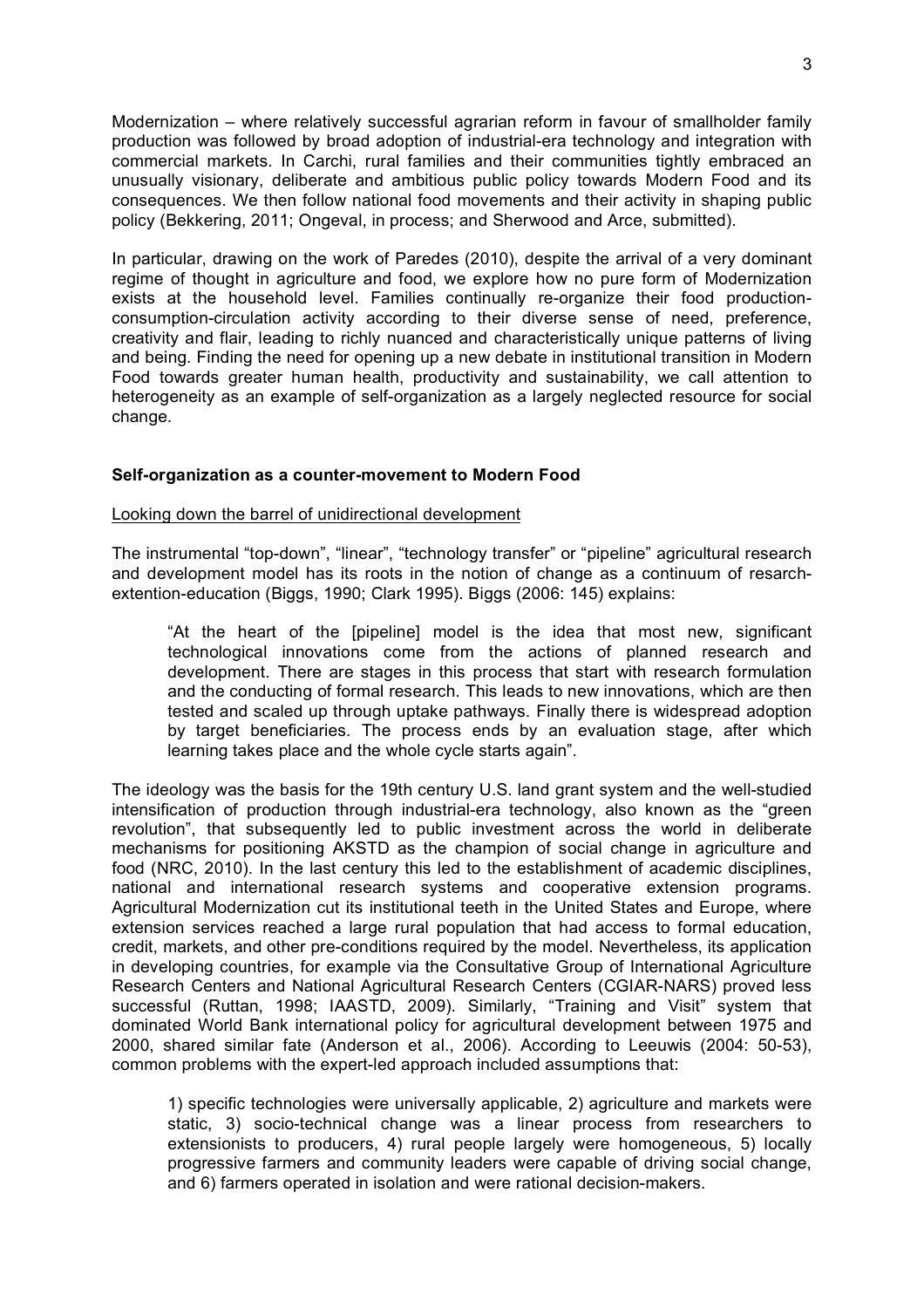Modernization – where relatively successful agrarian reform in favour of smallholder family production was followed by broad adoption of industrial-era technology and integration with commercial markets. In Carchi, rural families and their communities tightly embraced an unusually visionary, deliberate and ambitious public policy towards Modern Food and its consequences. We then follow national food movements and their activity in shaping public policy (Bekkering, 2011; Ongeval, in process; and Sherwood and Arce, submitted).

In particular, drawing on the work of Paredes (2010), despite the arrival of a very dominant regime of thought in agriculture and food, we explore how no pure form of Modernization exists at the household level. Families continually re-organize their food production-consumption-circulation activity according to their diverse sense of need, preference, creativity and flair, leading to richly nuanced and characteristically unique patterns of living and being. Finding the need for opening up a new debate in institutional transition in Modern Food towards greater human health, productivity and sustainability, we call attention to heterogeneity as an example of self-organization as a largely neglected resource for social change.

## Self-organization as a counter-movement to Modern Food

### Looking down the barrel of unidirectional development

The instrumental "top-down", "linear", "technology transfer" or "pipeline" agricultural research and development model has its roots in the notion of change as a continuum of resarch-extention-education (Biggs, 1990; Clark 1995). Biggs (2006: 145) explains:

> "At the heart of the [pipeline] model is the idea that most new, significant technological innovations come from the actions of planned research and development. There are stages in this process that start with research formulation and the conducting of formal research. This leads to new innovations, which are then tested and scaled up through uptake pathways. Finally there is widespread adoption by target beneficiaries. The process ends by an evaluation stage, after which learning takes place and the whole cycle starts again".

The ideology was the basis for the 19th century U.S. land grant system and the well-studied intensification of production through industrial-era technology, also known as the "green revolution", that subsequently led to public investment across the world in deliberate mechanisms for positioning AKSTD as the champion of social change in agriculture and food (NRC, 2010). In the last century this led to the establishment of academic disciplines, national and international research systems and cooperative extension programs. Agricultural Modernization cut its institutional teeth in the United States and Europe, where extension services reached a large rural population that had access to formal education, credit, markets, and other pre-conditions required by the model. Nevertheless, its application in developing countries, for example via the Consultative Group of International Agriculture Research Centers and National Agricultural Research Centers (CGIAR-NARS) proved less successful (Ruttan, 1998; IAASTD, 2009). Similarly, "Training and Visit" system that dominated World Bank international policy for agricultural development between 1975 and 2000, shared similar fate (Anderson et al., 2006). According to Leeuwis (2004: 50-53), common problems with the expert-led approach included assumptions that:

> 1) specific technologies were universally applicable, 2) agriculture and markets were static, 3) socio-technical change was a linear process from researchers to extensionists to producers, 4) rural people largely were homogeneous, 5) locally progressive farmers and community leaders were capable of driving social change, and 6) farmers operated in isolation and were rational decision-makers.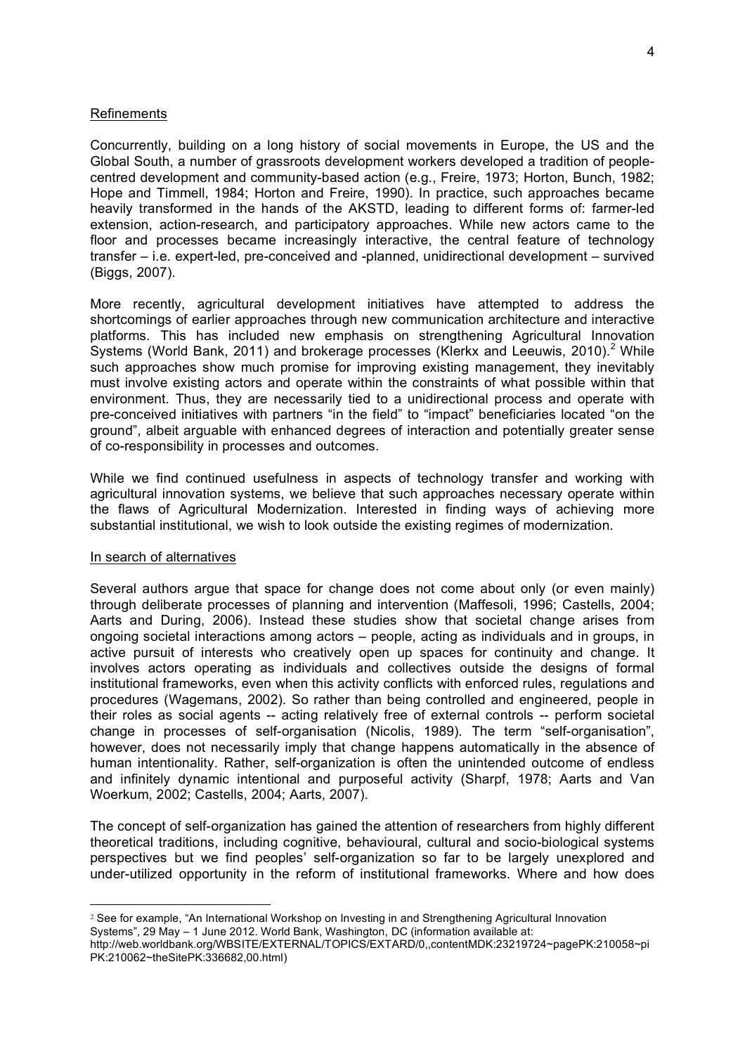Refinements

Concurrently, building on a long history of social movements in Europe, the US and the Global South, a number of grassroots development workers developed a tradition of people-centred development and community-based action (e.g., Freire, 1973; Horton, Bunch, 1982; Hope and Timmell, 1984; Horton and Freire, 1990). In practice, such approaches became heavily transformed in the hands of the AKSTD, leading to different forms of: farmer-led extension, action-research, and participatory approaches. While new actors came to the floor and processes became increasingly interactive, the central feature of technology transfer – i.e. expert-led, pre-conceived and -planned, unidirectional development – survived (Biggs, 2007).

More recently, agricultural development initiatives have attempted to address the shortcomings of earlier approaches through new communication architecture and interactive platforms. This has included new emphasis on strengthening Agricultural Innovation Systems (World Bank, 2011) and brokerage processes (Klerkx and Leeuwis, 2010).[2] While such approaches show much promise for improving existing management, they inevitably must involve existing actors and operate within the constraints of what possible within that environment. Thus, they are necessarily tied to a unidirectional process and operate with pre-conceived initiatives with partners "in the field" to "impact" beneficiaries located "on the ground", albeit arguable with enhanced degrees of interaction and potentially greater sense of co-responsibility in processes and outcomes.

While we find continued usefulness in aspects of technology transfer and working with agricultural innovation systems, we believe that such approaches necessary operate within the flaws of Agricultural Modernization. Interested in finding ways of achieving more substantial institutional, we wish to look outside the existing regimes of modernization.

In search of alternatives

Several authors argue that space for change does not come about only (or even mainly) through deliberate processes of planning and intervention (Maffesoli, 1996; Castells, 2004; Aarts and During, 2006). Instead these studies show that societal change arises from ongoing societal interactions among actors – people, acting as individuals and in groups, in active pursuit of interests who creatively open up spaces for continuity and change. It involves actors operating as individuals and collectives outside the designs of formal institutional frameworks, even when this activity conflicts with enforced rules, regulations and procedures (Wagemans, 2002). So rather than being controlled and engineered, people in their roles as social agents -- acting relatively free of external controls -- perform societal change in processes of self-organisation (Nicolis, 1989). The term "self-organisation", however, does not necessarily imply that change happens automatically in the absence of human intentionality. Rather, self-organization is often the unintended outcome of endless and infinitely dynamic intentional and purposeful activity (Sharpf, 1978; Aarts and Van Woerkum, 2002; Castells, 2004; Aarts, 2007).

The concept of self-organization has gained the attention of researchers from highly different theoretical traditions, including cognitive, behavioural, cultural and socio-biological systems perspectives but we find peoples' self-organization so far to be largely unexplored and under-utilized opportunity in the reform of institutional frameworks. Where and how does

---

[2] See for example, "An International Workshop on Investing in and Strengthening Agricultural Innovation Systems", 29 May – 1 June 2012. World Bank, Washington, DC (information available at: http://web.worldbank.org/WBSITE/EXTERNAL/TOPICS/EXTARD/0,,contentMDK:23219724~pagePK:210058~piPK:210062~theSitePK:336682,00.html)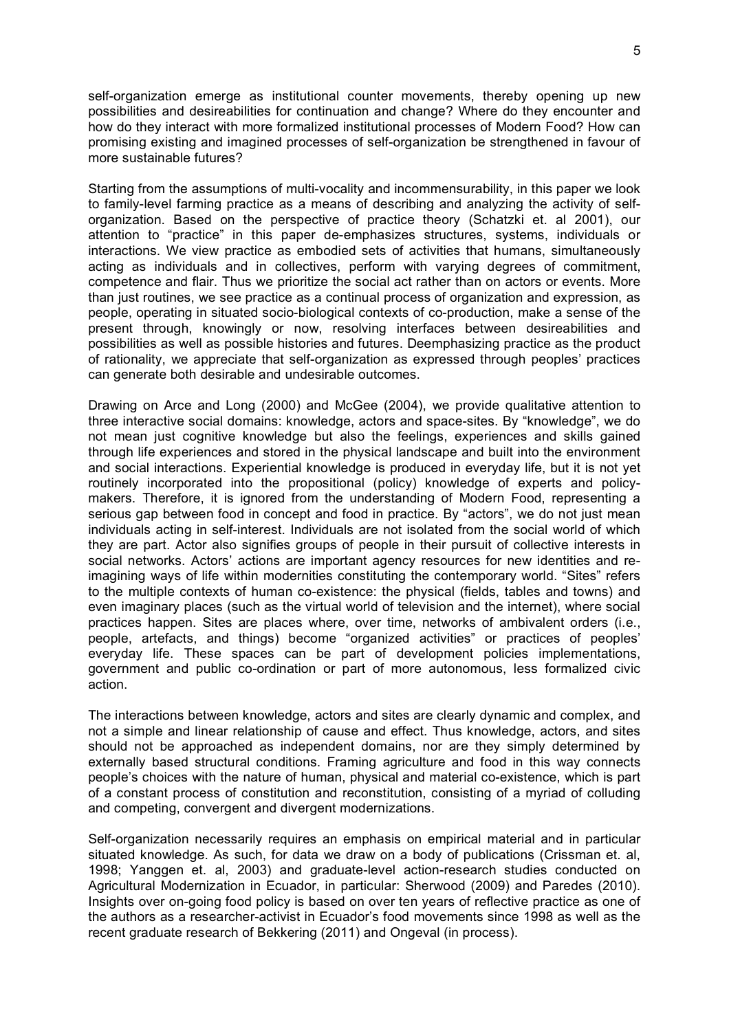self-organization emerge as institutional counter movements, thereby opening up new possibilities and desireabilities for continuation and change? Where do they encounter and how do they interact with more formalized institutional processes of Modern Food? How can promising existing and imagined processes of self-organization be strengthened in favour of more sustainable futures?

Starting from the assumptions of multi-vocality and incommensurability, in this paper we look to family-level farming practice as a means of describing and analyzing the activity of self-organization. Based on the perspective of practice theory (Schatzki et. al 2001), our attention to "practice" in this paper de-emphasizes structures, systems, individuals or interactions. We view practice as embodied sets of activities that humans, simultaneously acting as individuals and in collectives, perform with varying degrees of commitment, competence and flair. Thus we prioritize the social act rather than on actors or events. More than just routines, we see practice as a continual process of organization and expression, as people, operating in situated socio-biological contexts of co-production, make a sense of the present through, knowingly or now, resolving interfaces between desireabilities and possibilities as well as possible histories and futures. Deemphasizing practice as the product of rationality, we appreciate that self-organization as expressed through peoples' practices can generate both desirable and undesirable outcomes.

Drawing on Arce and Long (2000) and McGee (2004), we provide qualitative attention to three interactive social domains: knowledge, actors and space-sites. By "knowledge", we do not mean just cognitive knowledge but also the feelings, experiences and skills gained through life experiences and stored in the physical landscape and built into the environment and social interactions. Experiential knowledge is produced in everyday life, but it is not yet routinely incorporated into the propositional (policy) knowledge of experts and policy-makers. Therefore, it is ignored from the understanding of Modern Food, representing a serious gap between food in concept and food in practice. By "actors", we do not just mean individuals acting in self-interest. Individuals are not isolated from the social world of which they are part. Actor also signifies groups of people in their pursuit of collective interests in social networks. Actors' actions are important agency resources for new identities and re-imagining ways of life within modernities constituting the contemporary world. "Sites" refers to the multiple contexts of human co-existence: the physical (fields, tables and towns) and even imaginary places (such as the virtual world of television and the internet), where social practices happen. Sites are places where, over time, networks of ambivalent orders (i.e., people, artefacts, and things) become "organized activities" or practices of peoples' everyday life. These spaces can be part of development policies implementations, government and public co-ordination or part of more autonomous, less formalized civic action.

The interactions between knowledge, actors and sites are clearly dynamic and complex, and not a simple and linear relationship of cause and effect. Thus knowledge, actors, and sites should not be approached as independent domains, nor are they simply determined by externally based structural conditions. Framing agriculture and food in this way connects people's choices with the nature of human, physical and material co-existence, which is part of a constant process of constitution and reconstitution, consisting of a myriad of colluding and competing, convergent and divergent modernizations.

Self-organization necessarily requires an emphasis on empirical material and in particular situated knowledge. As such, for data we draw on a body of publications (Crissman et. al, 1998; Yanggen et. al, 2003) and graduate-level action-research studies conducted on Agricultural Modernization in Ecuador, in particular: Sherwood (2009) and Paredes (2010). Insights over on-going food policy is based on over ten years of reflective practice as one of the authors as a researcher-activist in Ecuador's food movements since 1998 as well as the recent graduate research of Bekkering (2011) and Ongeval (in process).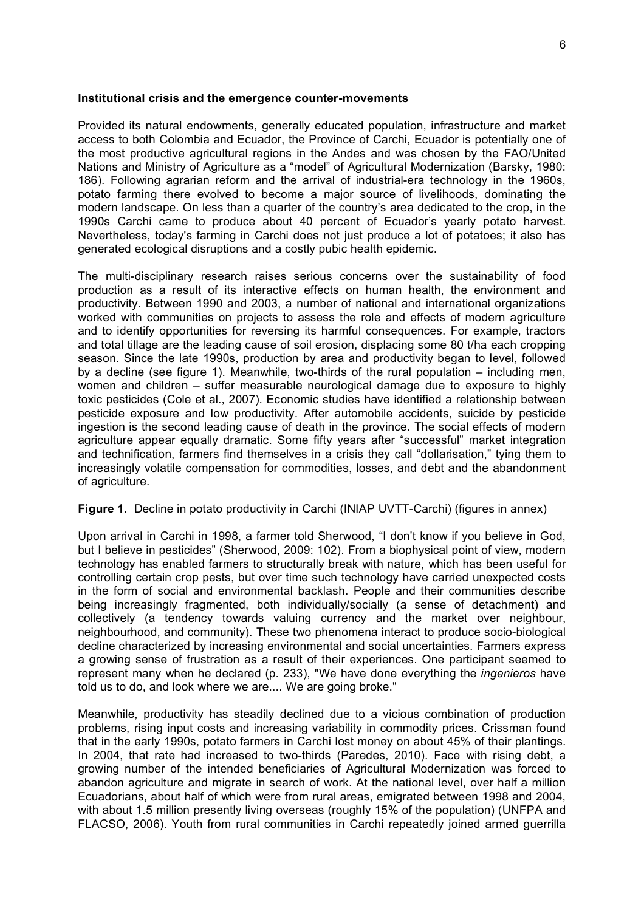**Institutional crisis and the emergence counter-movements**

Provided its natural endowments, generally educated population, infrastructure and market access to both Colombia and Ecuador, the Province of Carchi, Ecuador is potentially one of the most productive agricultural regions in the Andes and was chosen by the FAO/United Nations and Ministry of Agriculture as a "model" of Agricultural Modernization (Barsky, 1980: 186). Following agrarian reform and the arrival of industrial-era technology in the 1960s, potato farming there evolved to become a major source of livelihoods, dominating the modern landscape. On less than a quarter of the country's area dedicated to the crop, in the 1990s Carchi came to produce about 40 percent of Ecuador's yearly potato harvest. Nevertheless, today's farming in Carchi does not just produce a lot of potatoes; it also has generated ecological disruptions and a costly pubic health epidemic.

The multi-disciplinary research raises serious concerns over the sustainability of food production as a result of its interactive effects on human health, the environment and productivity. Between 1990 and 2003, a number of national and international organizations worked with communities on projects to assess the role and effects of modern agriculture and to identify opportunities for reversing its harmful consequences. For example, tractors and total tillage are the leading cause of soil erosion, displacing some 80 t/ha each cropping season. Since the late 1990s, production by area and productivity began to level, followed by a decline (see figure 1). Meanwhile, two-thirds of the rural population – including men, women and children – suffer measurable neurological damage due to exposure to highly toxic pesticides (Cole et al., 2007). Economic studies have identified a relationship between pesticide exposure and low productivity. After automobile accidents, suicide by pesticide ingestion is the second leading cause of death in the province. The social effects of modern agriculture appear equally dramatic. Some fifty years after "successful" market integration and technification, farmers find themselves in a crisis they call "dollarisation," tying them to increasingly volatile compensation for commodities, losses, and debt and the abandonment of agriculture.

**Figure 1.** Decline in potato productivity in Carchi (INIAP UVTT-Carchi) (figures in annex)

Upon arrival in Carchi in 1998, a farmer told Sherwood, "I don't know if you believe in God, but I believe in pesticides" (Sherwood, 2009: 102). From a biophysical point of view, modern technology has enabled farmers to structurally break with nature, which has been useful for controlling certain crop pests, but over time such technology have carried unexpected costs in the form of social and environmental backlash. People and their communities describe being increasingly fragmented, both individually/socially (a sense of detachment) and collectively (a tendency towards valuing currency and the market over neighbour, neighbourhood, and community). These two phenomena interact to produce socio-biological decline characterized by increasing environmental and social uncertainties. Farmers express a growing sense of frustration as a result of their experiences. One participant seemed to represent many when he declared (p. 233), "We have done everything the *ingenieros* have told us to do, and look where we are.... We are going broke."

Meanwhile, productivity has steadily declined due to a vicious combination of production problems, rising input costs and increasing variability in commodity prices. Crissman found that in the early 1990s, potato farmers in Carchi lost money on about 45% of their plantings. In 2004, that rate had increased to two-thirds (Paredes, 2010). Face with rising debt, a growing number of the intended beneficiaries of Agricultural Modernization was forced to abandon agriculture and migrate in search of work. At the national level, over half a million Ecuadorians, about half of which were from rural areas, emigrated between 1998 and 2004, with about 1.5 million presently living overseas (roughly 15% of the population) (UNFPA and FLACSO, 2006). Youth from rural communities in Carchi repeatedly joined armed guerrilla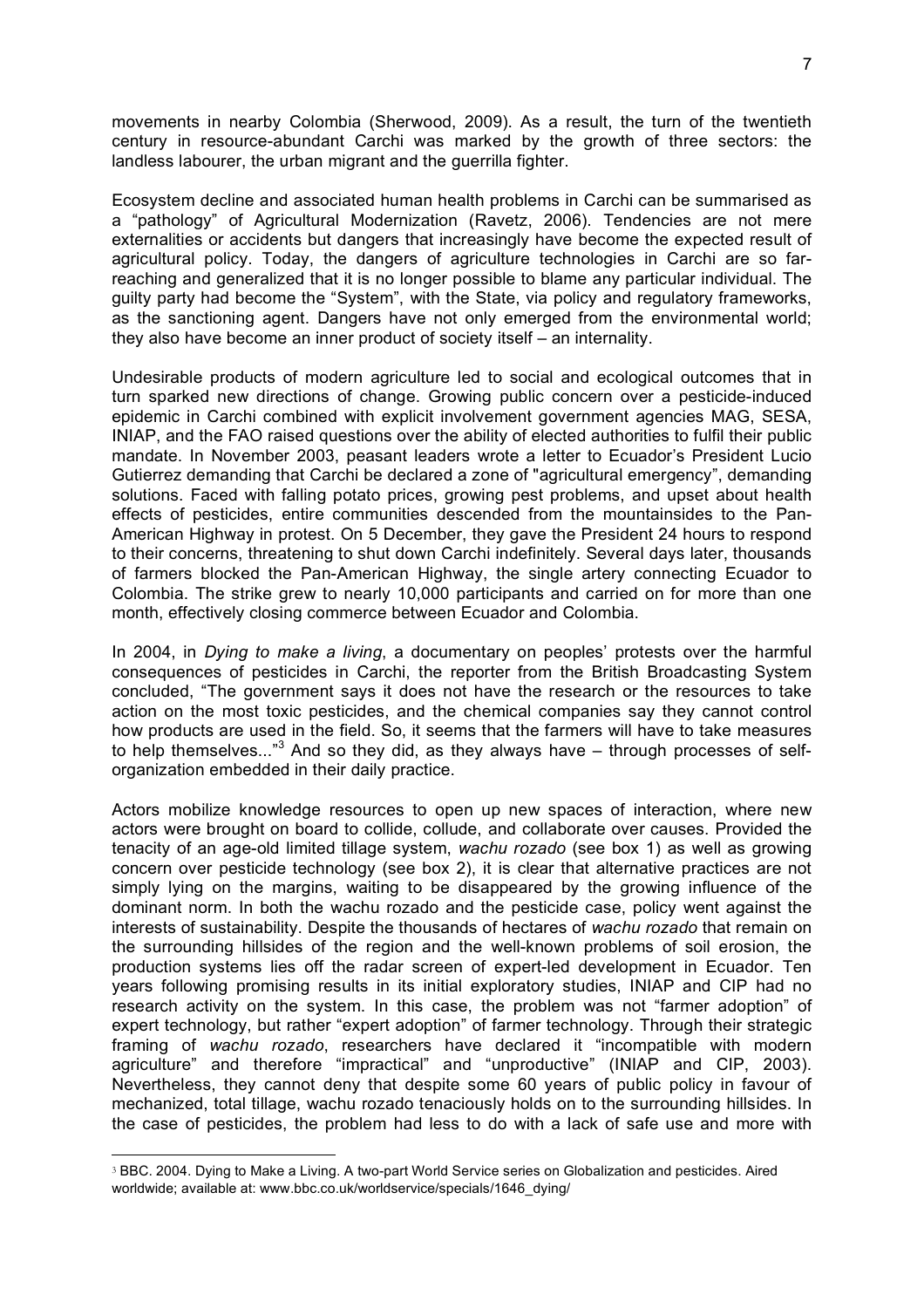movements in nearby Colombia (Sherwood, 2009). As a result, the turn of the twentieth century in resource-abundant Carchi was marked by the growth of three sectors: the landless labourer, the urban migrant and the guerrilla fighter.

Ecosystem decline and associated human health problems in Carchi can be summarised as a "pathology" of Agricultural Modernization (Ravetz, 2006). Tendencies are not mere externalities or accidents but dangers that increasingly have become the expected result of agricultural policy. Today, the dangers of agriculture technologies in Carchi are so far-reaching and generalized that it is no longer possible to blame any particular individual. The guilty party had become the "System", with the State, via policy and regulatory frameworks, as the sanctioning agent. Dangers have not only emerged from the environmental world; they also have become an inner product of society itself – an internality.

Undesirable products of modern agriculture led to social and ecological outcomes that in turn sparked new directions of change. Growing public concern over a pesticide-induced epidemic in Carchi combined with explicit involvement government agencies MAG, SESA, INIAP, and the FAO raised questions over the ability of elected authorities to fulfil their public mandate. In November 2003, peasant leaders wrote a letter to Ecuador's President Lucio Gutierrez demanding that Carchi be declared a zone of "agricultural emergency", demanding solutions. Faced with falling potato prices, growing pest problems, and upset about health effects of pesticides, entire communities descended from the mountainsides to the Pan-American Highway in protest. On 5 December, they gave the President 24 hours to respond to their concerns, threatening to shut down Carchi indefinitely. Several days later, thousands of farmers blocked the Pan-American Highway, the single artery connecting Ecuador to Colombia. The strike grew to nearly 10,000 participants and carried on for more than one month, effectively closing commerce between Ecuador and Colombia.

In 2004, in *Dying to make a living*, a documentary on peoples' protests over the harmful consequences of pesticides in Carchi, the reporter from the British Broadcasting System concluded, "The government says it does not have the research or the resources to take action on the most toxic pesticides, and the chemical companies say they cannot control how products are used in the field. So, it seems that the farmers will have to take measures to help themselves..."[3] And so they did, as they always have – through processes of self-organization embedded in their daily practice.

Actors mobilize knowledge resources to open up new spaces of interaction, where new actors were brought on board to collide, collude, and collaborate over causes. Provided the tenacity of an age-old limited tillage system, *wachu rozado* (see box 1) as well as growing concern over pesticide technology (see box 2), it is clear that alternative practices are not simply lying on the margins, waiting to be disappeared by the growing influence of the dominant norm. In both the wachu rozado and the pesticide case, policy went against the interests of sustainability. Despite the thousands of hectares of *wachu rozado* that remain on the surrounding hillsides of the region and the well-known problems of soil erosion, the production systems lies off the radar screen of expert-led development in Ecuador. Ten years following promising results in its initial exploratory studies, INIAP and CIP had no research activity on the system. In this case, the problem was not "farmer adoption" of expert technology, but rather "expert adoption" of farmer technology. Through their strategic framing of *wachu rozado*, researchers have declared it "incompatible with modern agriculture" and therefore "impractical" and "unproductive" (INIAP and CIP, 2003). Nevertheless, they cannot deny that despite some 60 years of public policy in favour of mechanized, total tillage, wachu rozado tenaciously holds on to the surrounding hillsides. In the case of pesticides, the problem had less to do with a lack of safe use and more with

---

[3] BBC. 2004. Dying to Make a Living. A two-part World Service series on Globalization and pesticides. Aired worldwide; available at: www.bbc.co.uk/worldservice/specials/1646_dying/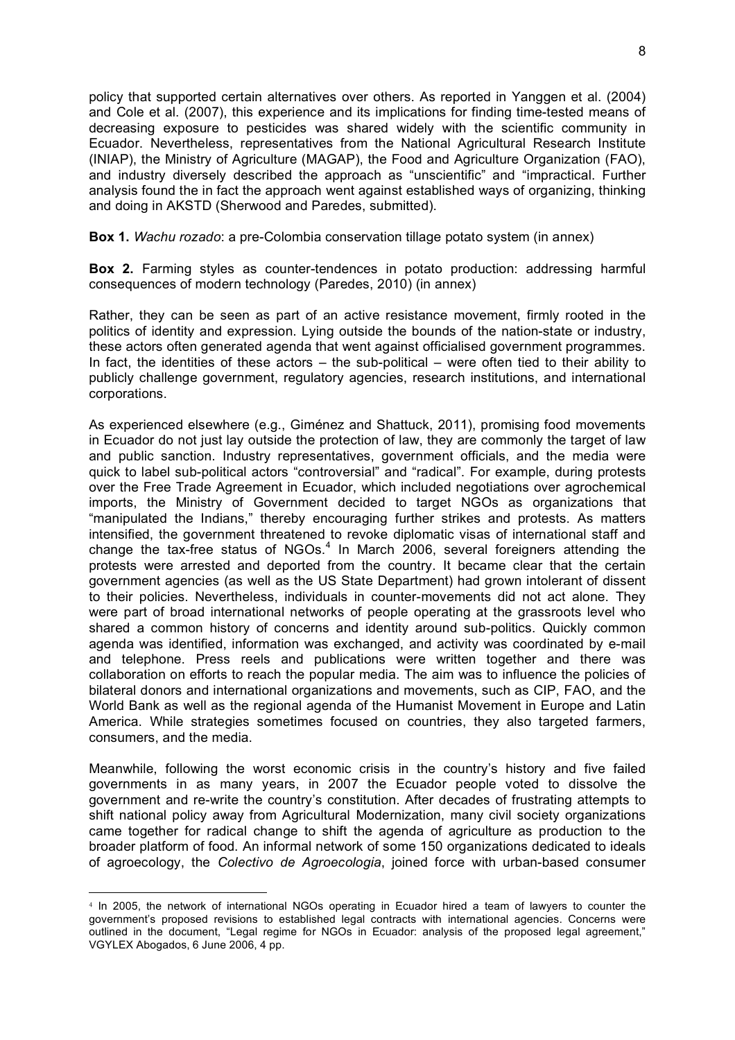policy that supported certain alternatives over others. As reported in Yanggen et al. (2004) and Cole et al. (2007), this experience and its implications for finding time-tested means of decreasing exposure to pesticides was shared widely with the scientific community in Ecuador. Nevertheless, representatives from the National Agricultural Research Institute (INIAP), the Ministry of Agriculture (MAGAP), the Food and Agriculture Organization (FAO), and industry diversely described the approach as "unscientific" and "impractical. Further analysis found the in fact the approach went against established ways of organizing, thinking and doing in AKSTD (Sherwood and Paredes, submitted).

**Box 1.** *Wachu rozado*: a pre-Colombia conservation tillage potato system (in annex)

**Box 2.** Farming styles as counter-tendences in potato production: addressing harmful consequences of modern technology (Paredes, 2010) (in annex)

Rather, they can be seen as part of an active resistance movement, firmly rooted in the politics of identity and expression. Lying outside the bounds of the nation-state or industry, these actors often generated agenda that went against officialised government programmes. In fact, the identities of these actors – the sub-political – were often tied to their ability to publicly challenge government, regulatory agencies, research institutions, and international corporations.

As experienced elsewhere (e.g., Giménez and Shattuck, 2011), promising food movements in Ecuador do not just lay outside the protection of law, they are commonly the target of law and public sanction. Industry representatives, government officials, and the media were quick to label sub-political actors "controversial" and "radical". For example, during protests over the Free Trade Agreement in Ecuador, which included negotiations over agrochemical imports, the Ministry of Government decided to target NGOs as organizations that "manipulated the Indians," thereby encouraging further strikes and protests. As matters intensified, the government threatened to revoke diplomatic visas of international staff and change the tax-free status of NGOs.[4] In March 2006, several foreigners attending the protests were arrested and deported from the country. It became clear that the certain government agencies (as well as the US State Department) had grown intolerant of dissent to their policies. Nevertheless, individuals in counter-movements did not act alone. They were part of broad international networks of people operating at the grassroots level who shared a common history of concerns and identity around sub-politics. Quickly common agenda was identified, information was exchanged, and activity was coordinated by e-mail and telephone. Press reels and publications were written together and there was collaboration on efforts to reach the popular media. The aim was to influence the policies of bilateral donors and international organizations and movements, such as CIP, FAO, and the World Bank as well as the regional agenda of the Humanist Movement in Europe and Latin America. While strategies sometimes focused on countries, they also targeted farmers, consumers, and the media.

Meanwhile, following the worst economic crisis in the country's history and five failed governments in as many years, in 2007 the Ecuador people voted to dissolve the government and re-write the country's constitution. After decades of frustrating attempts to shift national policy away from Agricultural Modernization, many civil society organizations came together for radical change to shift the agenda of agriculture as production to the broader platform of food. An informal network of some 150 organizations dedicated to ideals of agroecology, the *Colectivo de Agroecologia*, joined force with urban-based consumer

---

[4] In 2005, the network of international NGOs operating in Ecuador hired a team of lawyers to counter the government's proposed revisions to established legal contracts with international agencies. Concerns were outlined in the document, "Legal regime for NGOs in Ecuador: analysis of the proposed legal agreement," VGYLEX Abogados, 6 June 2006, 4 pp.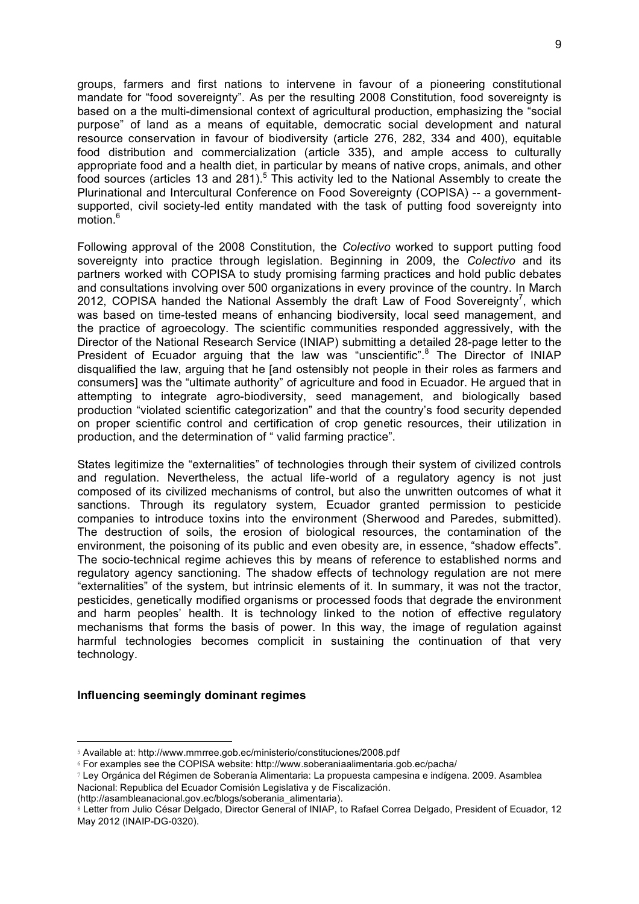groups, farmers and first nations to intervene in favour of a pioneering constitutional mandate for "food sovereignty". As per the resulting 2008 Constitution, food sovereignty is based on a the multi-dimensional context of agricultural production, emphasizing the "social purpose" of land as a means of equitable, democratic social development and natural resource conservation in favour of biodiversity (article 276, 282, 334 and 400), equitable food distribution and commercialization (article 335), and ample access to culturally appropriate food and a health diet, in particular by means of native crops, animals, and other food sources (articles 13 and 281).[5] This activity led to the National Assembly to create the Plurinational and Intercultural Conference on Food Sovereignty (COPISA) -- a government-supported, civil society-led entity mandated with the task of putting food sovereignty into motion.[6]

Following approval of the 2008 Constitution, the *Colectivo* worked to support putting food sovereignty into practice through legislation. Beginning in 2009, the *Colectivo* and its partners worked with COPISA to study promising farming practices and hold public debates and consultations involving over 500 organizations in every province of the country. In March 2012, COPISA handed the National Assembly the draft Law of Food Sovereignty[7], which was based on time-tested means of enhancing biodiversity, local seed management, and the practice of agroecology. The scientific communities responded aggressively, with the Director of the National Research Service (INIAP) submitting a detailed 28-page letter to the President of Ecuador arguing that the law was "unscientific".[8] The Director of INIAP disqualified the law, arguing that he [and ostensibly not people in their roles as farmers and consumers] was the "ultimate authority" of agriculture and food in Ecuador. He argued that in attempting to integrate agro-biodiversity, seed management, and biologically based production "violated scientific categorization" and that the country's food security depended on proper scientific control and certification of crop genetic resources, their utilization in production, and the determination of " valid farming practice".

States legitimize the "externalities" of technologies through their system of civilized controls and regulation. Nevertheless, the actual life-world of a regulatory agency is not just composed of its civilized mechanisms of control, but also the unwritten outcomes of what it sanctions. Through its regulatory system, Ecuador granted permission to pesticide companies to introduce toxins into the environment (Sherwood and Paredes, submitted). The destruction of soils, the erosion of biological resources, the contamination of the environment, the poisoning of its public and even obesity are, in essence, "shadow effects". The socio-technical regime achieves this by means of reference to established norms and regulatory agency sanctioning. The shadow effects of technology regulation are not mere "externalities" of the system, but intrinsic elements of it. In summary, it was not the tractor, pesticides, genetically modified organisms or processed foods that degrade the environment and harm peoples' health. It is technology linked to the notion of effective regulatory mechanisms that forms the basis of power. In this way, the image of regulation against harmful technologies becomes complicit in sustaining the continuation of that very technology.

## Influencing seemingly dominant regimes

---

[5] Available at: http://www.mmrree.gob.ec/ministerio/constituciones/2008.pdf

[6] For examples see the COPISA website: http://www.soberaniaalimentaria.gob.ec/pacha/

[7] Ley Orgánica del Régimen de Soberanía Alimentaria: La propuesta campesina e indígena. 2009. Asamblea Nacional: Republica del Ecuador Comisión Legislativa y de Fiscalización. (http://asambleanacional.gov.ec/blogs/soberania_alimentaria).

[8] Letter from Julio César Delgado, Director General of INIAP, to Rafael Correa Delgado, President of Ecuador, 12 May 2012 (INAIP-DG-0320).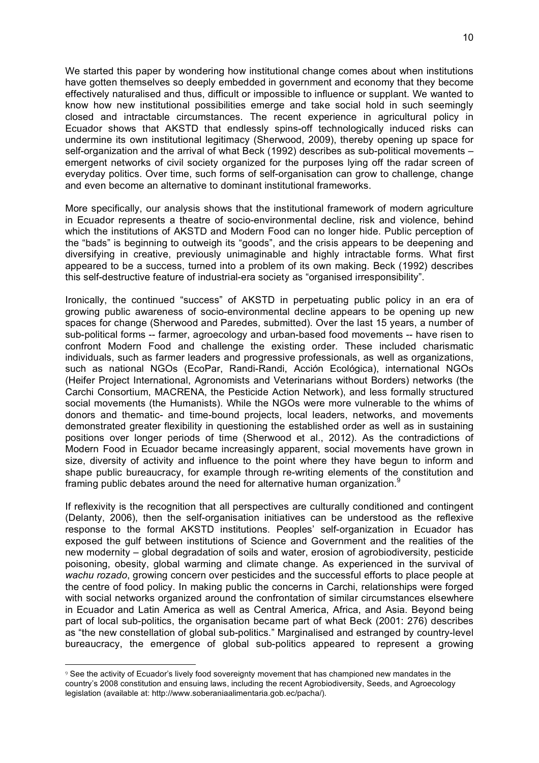We started this paper by wondering how institutional change comes about when institutions have gotten themselves so deeply embedded in government and economy that they become effectively naturalised and thus, difficult or impossible to influence or supplant. We wanted to know how new institutional possibilities emerge and take social hold in such seemingly closed and intractable circumstances. The recent experience in agricultural policy in Ecuador shows that AKSTD that endlessly spins-off technologically induced risks can undermine its own institutional legitimacy (Sherwood, 2009), thereby opening up space for self-organization and the arrival of what Beck (1992) describes as sub-political movements – emergent networks of civil society organized for the purposes lying off the radar screen of everyday politics. Over time, such forms of self-organisation can grow to challenge, change and even become an alternative to dominant institutional frameworks.

More specifically, our analysis shows that the institutional framework of modern agriculture in Ecuador represents a theatre of socio-environmental decline, risk and violence, behind which the institutions of AKSTD and Modern Food can no longer hide. Public perception of the "bads" is beginning to outweigh its "goods", and the crisis appears to be deepening and diversifying in creative, previously unimaginable and highly intractable forms. What first appeared to be a success, turned into a problem of its own making. Beck (1992) describes this self-destructive feature of industrial-era society as "organised irresponsibility".

Ironically, the continued "success" of AKSTD in perpetuating public policy in an era of growing public awareness of socio-environmental decline appears to be opening up new spaces for change (Sherwood and Paredes, submitted). Over the last 15 years, a number of sub-political forms -- farmer, agroecology and urban-based food movements -- have risen to confront Modern Food and challenge the existing order. These included charismatic individuals, such as farmer leaders and progressive professionals, as well as organizations, such as national NGOs (EcoPar, Randi-Randi, Acción Ecológica), international NGOs (Heifer Project International, Agronomists and Veterinarians without Borders) networks (the Carchi Consortium, MACRENA, the Pesticide Action Network), and less formally structured social movements (the Humanists). While the NGOs were more vulnerable to the whims of donors and thematic- and time-bound projects, local leaders, networks, and movements demonstrated greater flexibility in questioning the established order as well as in sustaining positions over longer periods of time (Sherwood et al., 2012). As the contradictions of Modern Food in Ecuador became increasingly apparent, social movements have grown in size, diversity of activity and influence to the point where they have begun to inform and shape public bureaucracy, for example through re-writing elements of the constitution and framing public debates around the need for alternative human organization.[9]

If reflexivity is the recognition that all perspectives are culturally conditioned and contingent (Delanty, 2006), then the self-organisation initiatives can be understood as the reflexive response to the formal AKSTD institutions. Peoples' self-organization in Ecuador has exposed the gulf between institutions of Science and Government and the realities of the new modernity – global degradation of soils and water, erosion of agrobiodiversity, pesticide poisoning, obesity, global warming and climate change. As experienced in the survival of *wachu rozado*, growing concern over pesticides and the successful efforts to place people at the centre of food policy. In making public the concerns in Carchi, relationships were forged with social networks organized around the confrontation of similar circumstances elsewhere in Ecuador and Latin America as well as Central America, Africa, and Asia. Beyond being part of local sub-politics, the organisation became part of what Beck (2001: 276) describes as "the new constellation of global sub-politics." Marginalised and estranged by country-level bureaucracy, the emergence of global sub-politics appeared to represent a growing

[9] See the activity of Ecuador's lively food sovereignty movement that has championed new mandates in the country's 2008 constitution and ensuing laws, including the recent Agrobiodiversity, Seeds, and Agroecology legislation (available at: http://www.soberaniaalimentaria.gob.ec/pacha/).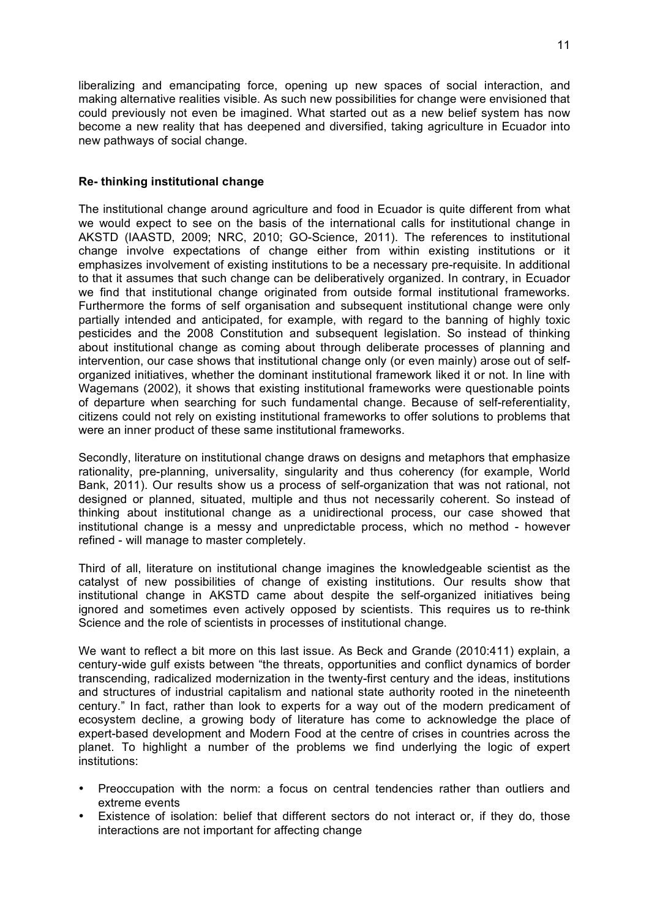liberalizing and emancipating force, opening up new spaces of social interaction, and making alternative realities visible. As such new possibilities for change were envisioned that could previously not even be imagined. What started out as a new belief system has now become a new reality that has deepened and diversified, taking agriculture in Ecuador into new pathways of social change.

**Re- thinking institutional change**

The institutional change around agriculture and food in Ecuador is quite different from what we would expect to see on the basis of the international calls for institutional change in AKSTD (IAASTD, 2009; NRC, 2010; GO-Science, 2011). The references to institutional change involve expectations of change either from within existing institutions or it emphasizes involvement of existing institutions to be a necessary pre-requisite. In additional to that it assumes that such change can be deliberatively organized. In contrary, in Ecuador we find that institutional change originated from outside formal institutional frameworks. Furthermore the forms of self organisation and subsequent institutional change were only partially intended and anticipated, for example, with regard to the banning of highly toxic pesticides and the 2008 Constitution and subsequent legislation. So instead of thinking about institutional change as coming about through deliberate processes of planning and intervention, our case shows that institutional change only (or even mainly) arose out of self-organized initiatives, whether the dominant institutional framework liked it or not. In line with Wagemans (2002), it shows that existing institutional frameworks were questionable points of departure when searching for such fundamental change. Because of self-referentiality, citizens could not rely on existing institutional frameworks to offer solutions to problems that were an inner product of these same institutional frameworks.

Secondly, literature on institutional change draws on designs and metaphors that emphasize rationality, pre-planning, universality, singularity and thus coherency (for example, World Bank, 2011). Our results show us a process of self-organization that was not rational, not designed or planned, situated, multiple and thus not necessarily coherent. So instead of thinking about institutional change as a unidirectional process, our case showed that institutional change is a messy and unpredictable process, which no method - however refined - will manage to master completely.

Third of all, literature on institutional change imagines the knowledgeable scientist as the catalyst of new possibilities of change of existing institutions. Our results show that institutional change in AKSTD came about despite the self-organized initiatives being ignored and sometimes even actively opposed by scientists. This requires us to re-think Science and the role of scientists in processes of institutional change.

We want to reflect a bit more on this last issue. As Beck and Grande (2010:411) explain, a century-wide gulf exists between "the threats, opportunities and conflict dynamics of border transcending, radicalized modernization in the twenty-first century and the ideas, institutions and structures of industrial capitalism and national state authority rooted in the nineteenth century." In fact, rather than look to experts for a way out of the modern predicament of ecosystem decline, a growing body of literature has come to acknowledge the place of expert-based development and Modern Food at the centre of crises in countries across the planet. To highlight a number of the problems we find underlying the logic of expert institutions:

- Preoccupation with the norm: a focus on central tendencies rather than outliers and extreme events
- Existence of isolation: belief that different sectors do not interact or, if they do, those interactions are not important for affecting change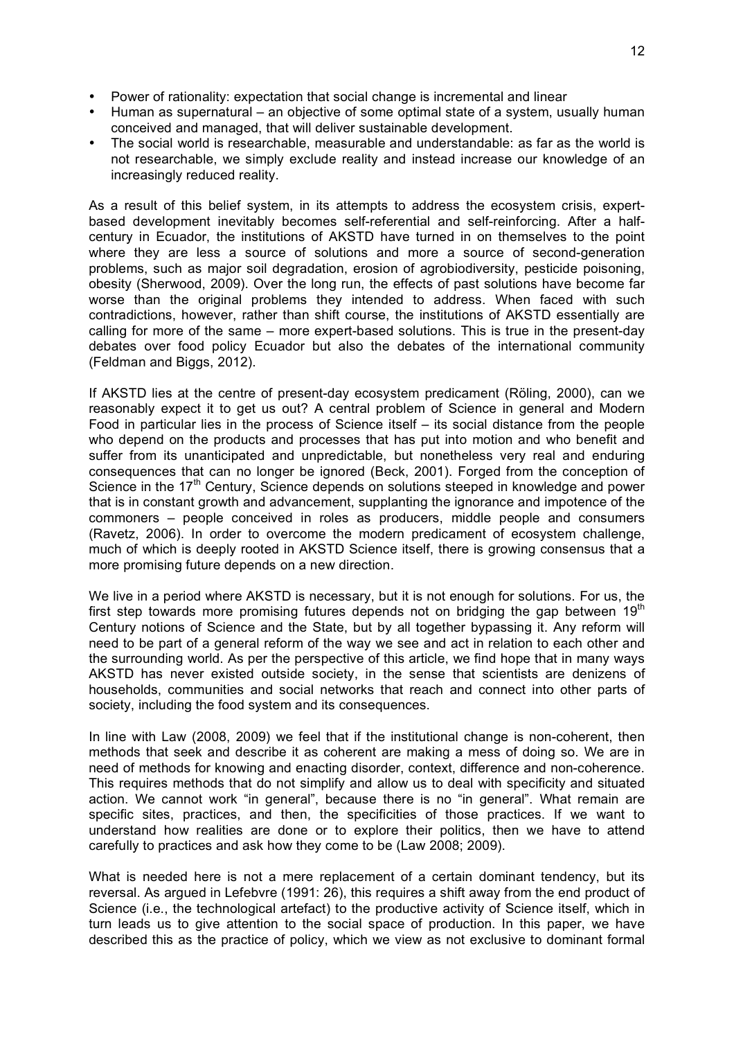- Power of rationality: expectation that social change is incremental and linear
- Human as supernatural – an objective of some optimal state of a system, usually human conceived and managed, that will deliver sustainable development.
- The social world is researchable, measurable and understandable: as far as the world is not researchable, we simply exclude reality and instead increase our knowledge of an increasingly reduced reality.

As a result of this belief system, in its attempts to address the ecosystem crisis, expert-based development inevitably becomes self-referential and self-reinforcing. After a half-century in Ecuador, the institutions of AKSTD have turned in on themselves to the point where they are less a source of solutions and more a source of second-generation problems, such as major soil degradation, erosion of agrobiodiversity, pesticide poisoning, obesity (Sherwood, 2009). Over the long run, the effects of past solutions have become far worse than the original problems they intended to address. When faced with such contradictions, however, rather than shift course, the institutions of AKSTD essentially are calling for more of the same – more expert-based solutions. This is true in the present-day debates over food policy Ecuador but also the debates of the international community (Feldman and Biggs, 2012).

If AKSTD lies at the centre of present-day ecosystem predicament (Röling, 2000), can we reasonably expect it to get us out? A central problem of Science in general and Modern Food in particular lies in the process of Science itself – its social distance from the people who depend on the products and processes that has put into motion and who benefit and suffer from its unanticipated and unpredictable, but nonetheless very real and enduring consequences that can no longer be ignored (Beck, 2001). Forged from the conception of Science in the 17th Century, Science depends on solutions steeped in knowledge and power that is in constant growth and advancement, supplanting the ignorance and impotence of the commoners – people conceived in roles as producers, middle people and consumers (Ravetz, 2006). In order to overcome the modern predicament of ecosystem challenge, much of which is deeply rooted in AKSTD Science itself, there is growing consensus that a more promising future depends on a new direction.

We live in a period where AKSTD is necessary, but it is not enough for solutions. For us, the first step towards more promising futures depends not on bridging the gap between 19th Century notions of Science and the State, but by all together bypassing it. Any reform will need to be part of a general reform of the way we see and act in relation to each other and the surrounding world. As per the perspective of this article, we find hope that in many ways AKSTD has never existed outside society, in the sense that scientists are denizens of households, communities and social networks that reach and connect into other parts of society, including the food system and its consequences.

In line with Law (2008, 2009) we feel that if the institutional change is non-coherent, then methods that seek and describe it as coherent are making a mess of doing so. We are in need of methods for knowing and enacting disorder, context, difference and non-coherence. This requires methods that do not simplify and allow us to deal with specificity and situated action. We cannot work "in general", because there is no "in general". What remain are specific sites, practices, and then, the specificities of those practices. If we want to understand how realities are done or to explore their politics, then we have to attend carefully to practices and ask how they come to be (Law 2008; 2009).

What is needed here is not a mere replacement of a certain dominant tendency, but its reversal. As argued in Lefebvre (1991: 26), this requires a shift away from the end product of Science (i.e., the technological artefact) to the productive activity of Science itself, which in turn leads us to give attention to the social space of production. In this paper, we have described this as the practice of policy, which we view as not exclusive to dominant formal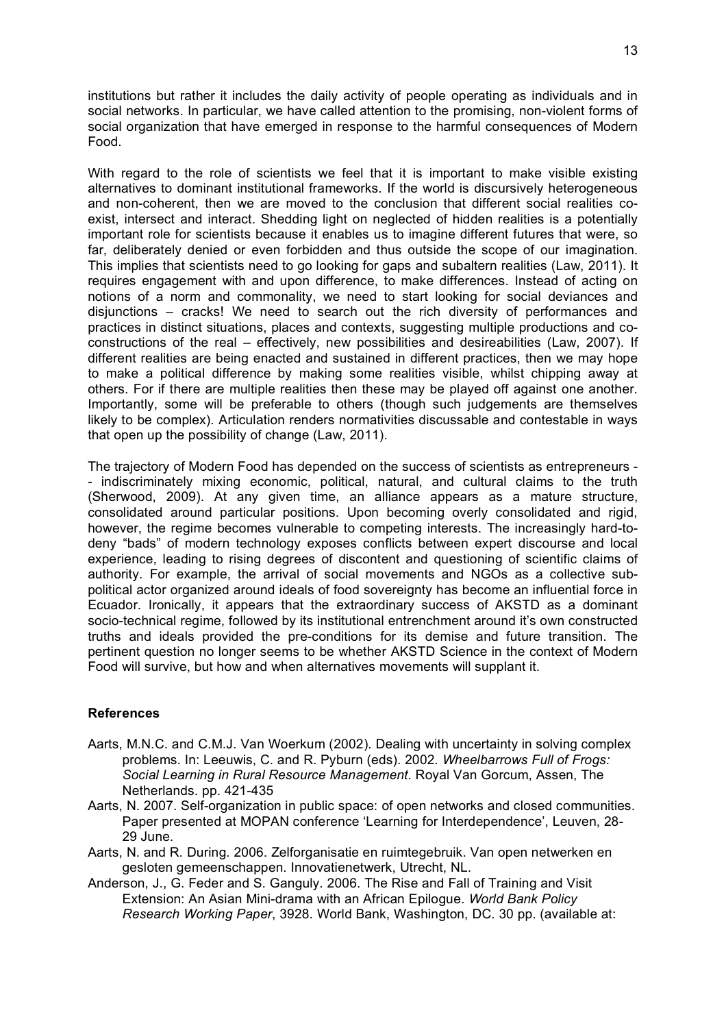institutions but rather it includes the daily activity of people operating as individuals and in social networks. In particular, we have called attention to the promising, non-violent forms of social organization that have emerged in response to the harmful consequences of Modern Food.

With regard to the role of scientists we feel that it is important to make visible existing alternatives to dominant institutional frameworks. If the world is discursively heterogeneous and non-coherent, then we are moved to the conclusion that different social realities co-exist, intersect and interact. Shedding light on neglected of hidden realities is a potentially important role for scientists because it enables us to imagine different futures that were, so far, deliberately denied or even forbidden and thus outside the scope of our imagination. This implies that scientists need to go looking for gaps and subaltern realities (Law, 2011). It requires engagement with and upon difference, to make differences. Instead of acting on notions of a norm and commonality, we need to start looking for social deviances and disjunctions – cracks! We need to search out the rich diversity of performances and practices in distinct situations, places and contexts, suggesting multiple productions and co-constructions of the real – effectively, new possibilities and desireabilities (Law, 2007). If different realities are being enacted and sustained in different practices, then we may hope to make a political difference by making some realities visible, whilst chipping away at others. For if there are multiple realities then these may be played off against one another. Importantly, some will be preferable to others (though such judgements are themselves likely to be complex). Articulation renders normativities discussable and contestable in ways that open up the possibility of change (Law, 2011).

The trajectory of Modern Food has depended on the success of scientists as entrepreneurs -- indiscriminately mixing economic, political, natural, and cultural claims to the truth (Sherwood, 2009). At any given time, an alliance appears as a mature structure, consolidated around particular positions. Upon becoming overly consolidated and rigid, however, the regime becomes vulnerable to competing interests. The increasingly hard-to-deny "bads" of modern technology exposes conflicts between expert discourse and local experience, leading to rising degrees of discontent and questioning of scientific claims of authority. For example, the arrival of social movements and NGOs as a collective sub-political actor organized around ideals of food sovereignty has become an influential force in Ecuador. Ironically, it appears that the extraordinary success of AKSTD as a dominant socio-technical regime, followed by its institutional entrenchment around it's own constructed truths and ideals provided the pre-conditions for its demise and future transition. The pertinent question no longer seems to be whether AKSTD Science in the context of Modern Food will survive, but how and when alternatives movements will supplant it.

### References

- Aarts, M.N.C. and C.M.J. Van Woerkum (2002). Dealing with uncertainty in solving complex problems. In: Leeuwis, C. and R. Pyburn (eds). 2002. *Wheelbarrows Full of Frogs: Social Learning in Rural Resource Management*. Royal Van Gorcum, Assen, The Netherlands. pp. 421-435
- Aarts, N. 2007. Self-organization in public space: of open networks and closed communities. Paper presented at MOPAN conference 'Learning for Interdependence', Leuven, 28-29 June.
- Aarts, N. and R. During. 2006. Zelforganisatie en ruimtegebruik. Van open netwerken en gesloten gemeenschappen. Innovatienetwerk, Utrecht, NL.
- Anderson, J., G. Feder and S. Ganguly. 2006. The Rise and Fall of Training and Visit Extension: An Asian Mini-drama with an African Epilogue. *World Bank Policy Research Working Paper*, 3928. World Bank, Washington, DC. 30 pp. (available at: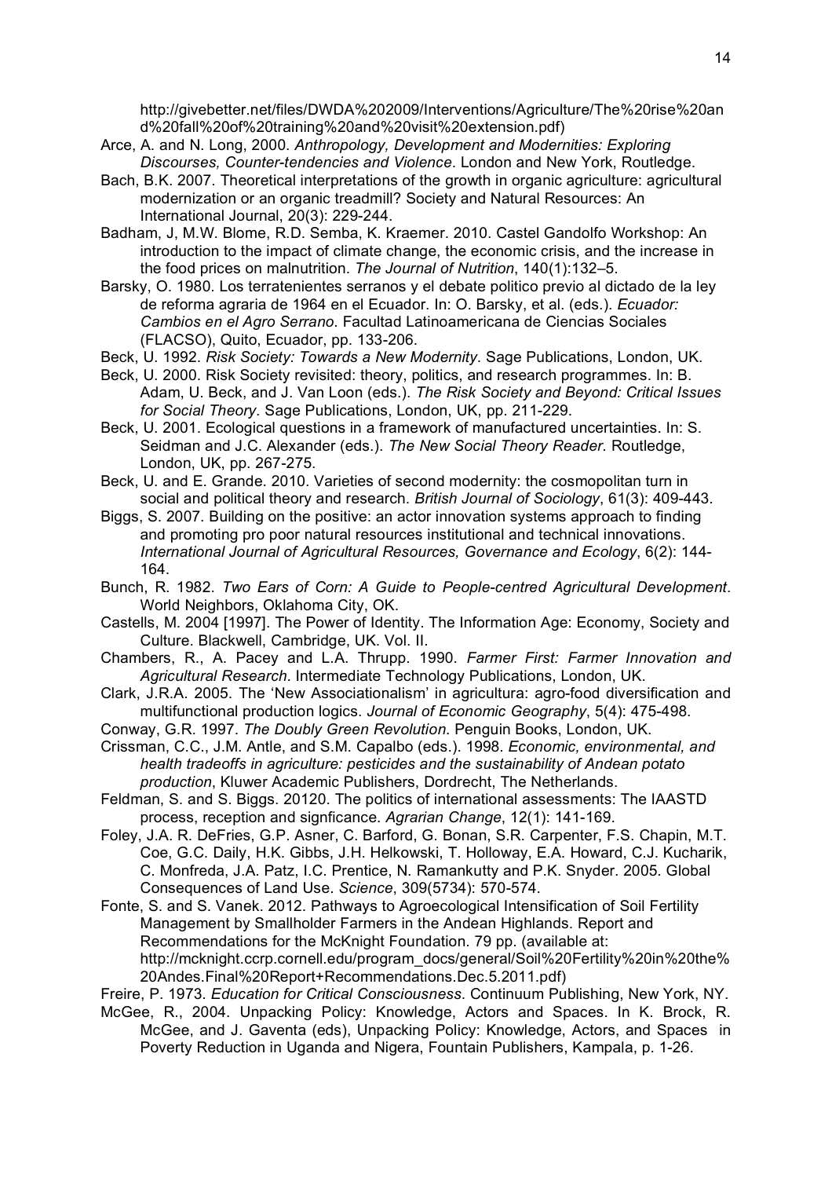http://givebetter.net/files/DWDA%202009/Interventions/Agriculture/The%20rise%20and%20fall%20of%20training%20and%20visit%20extension.pdf)

Arce, A. and N. Long, 2000. *Anthropology, Development and Modernities: Exploring Discourses, Counter-tendencies and Violence*. London and New York, Routledge.

Bach, B.K. 2007. Theoretical interpretations of the growth in organic agriculture: agricultural modernization or an organic treadmill? Society and Natural Resources: An International Journal, 20(3): 229-244.

Badham, J, M.W. Blome, R.D. Semba, K. Kraemer. 2010. Castel Gandolfo Workshop: An introduction to the impact of climate change, the economic crisis, and the increase in the food prices on malnutrition. *The Journal of Nutrition*, 140(1):132–5.

Barsky, O. 1980. Los terratenientes serranos y el debate politico previo al dictado de la ley de reforma agraria de 1964 en el Ecuador. In: O. Barsky, et al. (eds.). *Ecuador: Cambios en el Agro Serrano*. Facultad Latinoamericana de Ciencias Sociales (FLACSO), Quito, Ecuador, pp. 133-206.

Beck, U. 1992. *Risk Society: Towards a New Modernity*. Sage Publications, London, UK.

Beck, U. 2000. Risk Society revisited: theory, politics, and research programmes. In: B. Adam, U. Beck, and J. Van Loon (eds.). *The Risk Society and Beyond: Critical Issues for Social Theory*. Sage Publications, London, UK, pp. 211-229.

Beck, U. 2001. Ecological questions in a framework of manufactured uncertainties. In: S. Seidman and J.C. Alexander (eds.). *The New Social Theory Reader*. Routledge, London, UK, pp. 267-275.

Beck, U. and E. Grande. 2010. Varieties of second modernity: the cosmopolitan turn in social and political theory and research. *British Journal of Sociology*, 61(3): 409-443.

Biggs, S. 2007. Building on the positive: an actor innovation systems approach to finding and promoting pro poor natural resources institutional and technical innovations. *International Journal of Agricultural Resources, Governance and Ecology*, 6(2): 144-164.

Bunch, R. 1982. *Two Ears of Corn: A Guide to People-centred Agricultural Development*. World Neighbors, Oklahoma City, OK.

Castells, M. 2004 [1997]. The Power of Identity. The Information Age: Economy, Society and Culture. Blackwell, Cambridge, UK. Vol. II.

Chambers, R., A. Pacey and L.A. Thrupp. 1990. *Farmer First: Farmer Innovation and Agricultural Research*. Intermediate Technology Publications, London, UK.

Clark, J.R.A. 2005. The 'New Associationalism' in agricultura: agro-food diversification and multifunctional production logics. *Journal of Economic Geography*, 5(4): 475-498.

Conway, G.R. 1997. *The Doubly Green Revolution*. Penguin Books, London, UK.

Crissman, C.C., J.M. Antle, and S.M. Capalbo (eds.). 1998. *Economic, environmental, and health tradeoffs in agriculture: pesticides and the sustainability of Andean potato production*, Kluwer Academic Publishers, Dordrecht, The Netherlands.

Feldman, S. and S. Biggs. 20120. The politics of international assessments: The IAASTD process, reception and signficance. *Agrarian Change*, 12(1): 141-169.

Foley, J.A. R. DeFries, G.P. Asner, C. Barford, G. Bonan, S.R. Carpenter, F.S. Chapin, M.T. Coe, G.C. Daily, H.K. Gibbs, J.H. Helkowski, T. Holloway, E.A. Howard, C.J. Kucharik, C. Monfreda, J.A. Patz, I.C. Prentice, N. Ramankutty and P.K. Snyder. 2005. Global Consequences of Land Use. *Science*, 309(5734): 570-574.

Fonte, S. and S. Vanek. 2012. Pathways to Agroecological Intensification of Soil Fertility Management by Smallholder Farmers in the Andean Highlands. Report and Recommendations for the McKnight Foundation. 79 pp. (available at: http://mcknight.ccrp.cornell.edu/program_docs/general/Soil%20Fertility%20in%20the%20Andes.Final%20Report+Recommendations.Dec.5.2011.pdf)

Freire, P. 1973. *Education for Critical Consciousness*. Continuum Publishing, New York, NY.

McGee, R., 2004. Unpacking Policy: Knowledge, Actors and Spaces. In K. Brock, R. McGee, and J. Gaventa (eds), Unpacking Policy: Knowledge, Actors, and Spaces in Poverty Reduction in Uganda and Nigera, Fountain Publishers, Kampala, p. 1-26.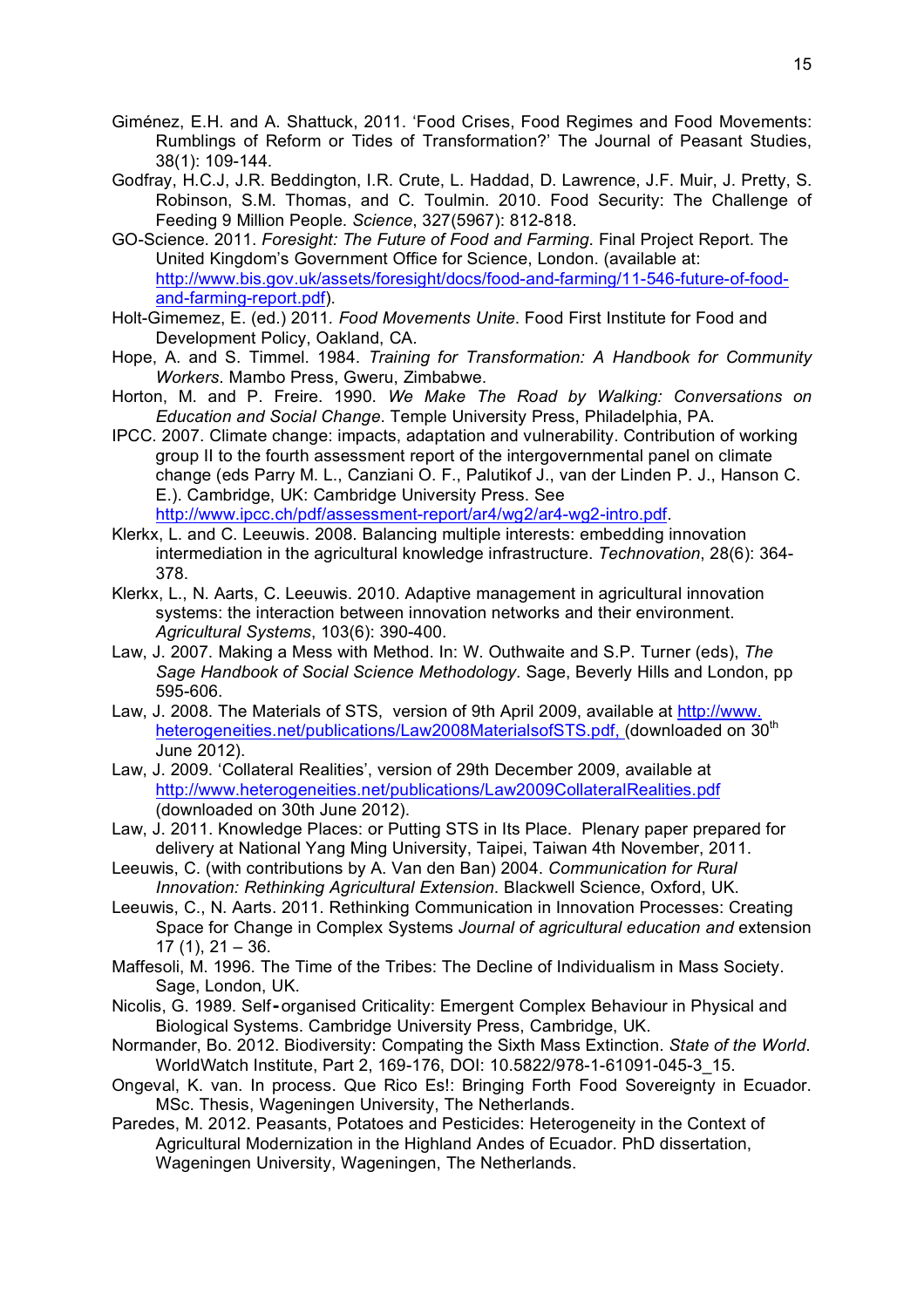Giménez, E.H. and A. Shattuck, 2011. 'Food Crises, Food Regimes and Food Movements: Rumblings of Reform or Tides of Transformation?' The Journal of Peasant Studies, 38(1): 109-144.

Godfray, H.C.J, J.R. Beddington, I.R. Crute, L. Haddad, D. Lawrence, J.F. Muir, J. Pretty, S. Robinson, S.M. Thomas, and C. Toulmin. 2010. Food Security: The Challenge of Feeding 9 Million People. *Science*, 327(5967): 812-818.

GO-Science. 2011. *Foresight: The Future of Food and Farming*. Final Project Report. The United Kingdom's Government Office for Science, London. (available at: http://www.bis.gov.uk/assets/foresight/docs/food-and-farming/11-546-future-of-food-and-farming-report.pdf).

Holt-Gimemez, E. (ed.) 2011. *Food Movements Unite*. Food First Institute for Food and Development Policy, Oakland, CA.

Hope, A. and S. Timmel. 1984. *Training for Transformation: A Handbook for Community Workers*. Mambo Press, Gweru, Zimbabwe.

Horton, M. and P. Freire. 1990. *We Make The Road by Walking: Conversations on Education and Social Change*. Temple University Press, Philadelphia, PA.

IPCC. 2007. Climate change: impacts, adaptation and vulnerability. Contribution of working group II to the fourth assessment report of the intergovernmental panel on climate change (eds Parry M. L., Canziani O. F., Palutikof J., van der Linden P. J., Hanson C. E.). Cambridge, UK: Cambridge University Press. See http://www.ipcc.ch/pdf/assessment-report/ar4/wg2/ar4-wg2-intro.pdf.

Klerkx, L. and C. Leeuwis. 2008. Balancing multiple interests: embedding innovation intermediation in the agricultural knowledge infrastructure. *Technovation*, 28(6): 364-378.

Klerkx, L., N. Aarts, C. Leeuwis. 2010. Adaptive management in agricultural innovation systems: the interaction between innovation networks and their environment. *Agricultural Systems*, 103(6): 390-400.

Law, J. 2007. Making a Mess with Method. In: W. Outhwaite and S.P. Turner (eds), *The Sage Handbook of Social Science Methodology*. Sage, Beverly Hills and London, pp 595-606.

Law, J. 2008. The Materials of STS, version of 9th April 2009, available at http://www.heterogeneities.net/publications/Law2008MaterialsofSTS.pdf, (downloaded on 30th June 2012).

Law, J. 2009. 'Collateral Realities', version of 29th December 2009, available at http://www.heterogeneities.net/publications/Law2009CollateralRealities.pdf (downloaded on 30th June 2012).

Law, J. 2011. Knowledge Places: or Putting STS in Its Place. Plenary paper prepared for delivery at National Yang Ming University, Taipei, Taiwan 4th November, 2011.

Leeuwis, C. (with contributions by A. Van den Ban) 2004. *Communication for Rural Innovation: Rethinking Agricultural Extension*. Blackwell Science, Oxford, UK.

Leeuwis, C., N. Aarts. 2011. Rethinking Communication in Innovation Processes: Creating Space for Change in Complex Systems *Journal of agricultural education and* extension 17 (1), 21 – 36.

Maffesoli, M. 1996. The Time of the Tribes: The Decline of Individualism in Mass Society. Sage, London, UK.

Nicolis, G. 1989. Self-organised Criticality: Emergent Complex Behaviour in Physical and Biological Systems. Cambridge University Press, Cambridge, UK.

Normander, Bo. 2012. Biodiversity: Compating the Sixth Mass Extinction. *State of the World*. WorldWatch Institute, Part 2, 169-176, DOI: 10.5822/978-1-61091-045-3_15.

Ongeval, K. van. In process. Que Rico Es!: Bringing Forth Food Sovereignty in Ecuador. MSc. Thesis, Wageningen University, The Netherlands.

Paredes, M. 2012. Peasants, Potatoes and Pesticides: Heterogeneity in the Context of Agricultural Modernization in the Highland Andes of Ecuador. PhD dissertation, Wageningen University, Wageningen, The Netherlands.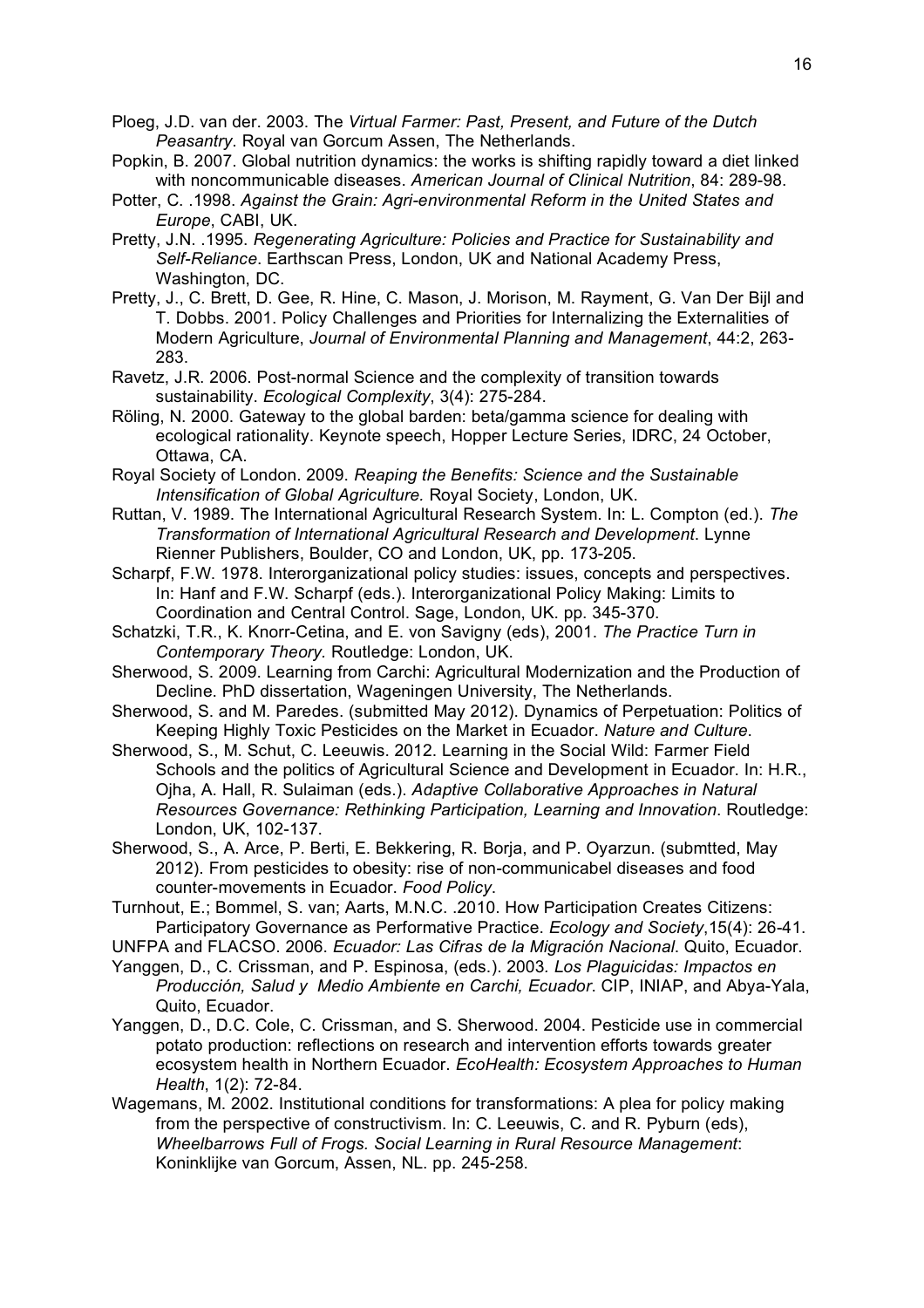Ploeg, J.D. van der. 2003. The *Virtual Farmer: Past, Present, and Future of the Dutch Peasantry*. Royal van Gorcum Assen, The Netherlands.

Popkin, B. 2007. Global nutrition dynamics: the works is shifting rapidly toward a diet linked with noncommunicable diseases. *American Journal of Clinical Nutrition*, 84: 289-98.

Potter, C. .1998. *Against the Grain: Agri-environmental Reform in the United States and Europe*, CABI, UK.

Pretty, J.N. .1995. *Regenerating Agriculture: Policies and Practice for Sustainability and Self-Reliance*. Earthscan Press, London, UK and National Academy Press, Washington, DC.

Pretty, J., C. Brett, D. Gee, R. Hine, C. Mason, J. Morison, M. Rayment, G. Van Der Bijl and T. Dobbs. 2001. Policy Challenges and Priorities for Internalizing the Externalities of Modern Agriculture, *Journal of Environmental Planning and Management*, 44:2, 263-283.

Ravetz, J.R. 2006. Post-normal Science and the complexity of transition towards sustainability. *Ecological Complexity*, 3(4): 275-284.

Röling, N. 2000. Gateway to the global barden: beta/gamma science for dealing with ecological rationality. Keynote speech, Hopper Lecture Series, IDRC, 24 October, Ottawa, CA.

Royal Society of London. 2009. *Reaping the Benefits: Science and the Sustainable Intensification of Global Agriculture.* Royal Society, London, UK.

Ruttan, V. 1989. The International Agricultural Research System. In: L. Compton (ed.). *The Transformation of International Agricultural Research and Development*. Lynne Rienner Publishers, Boulder, CO and London, UK, pp. 173-205.

Scharpf, F.W. 1978. Interorganizational policy studies: issues, concepts and perspectives. In: Hanf and F.W. Scharpf (eds.). Interorganizational Policy Making: Limits to Coordination and Central Control. Sage, London, UK. pp. 345-370.

Schatzki, T.R., K. Knorr-Cetina, and E. von Savigny (eds), 2001. *The Practice Turn in Contemporary Theory*. Routledge: London, UK.

Sherwood, S. 2009. Learning from Carchi: Agricultural Modernization and the Production of Decline. PhD dissertation, Wageningen University, The Netherlands.

Sherwood, S. and M. Paredes. (submitted May 2012). Dynamics of Perpetuation: Politics of Keeping Highly Toxic Pesticides on the Market in Ecuador. *Nature and Culture*.

Sherwood, S., M. Schut, C. Leeuwis. 2012. Learning in the Social Wild: Farmer Field Schools and the politics of Agricultural Science and Development in Ecuador. In: H.R., Ojha, A. Hall, R. Sulaiman (eds.). *Adaptive Collaborative Approaches in Natural Resources Governance: Rethinking Participation, Learning and Innovation*. Routledge: London, UK, 102-137.

Sherwood, S., A. Arce, P. Berti, E. Bekkering, R. Borja, and P. Oyarzun. (submtted, May 2012). From pesticides to obesity: rise of non-communicabel diseases and food counter-movements in Ecuador. *Food Policy*.

Turnhout, E.; Bommel, S. van; Aarts, M.N.C. .2010. How Participation Creates Citizens: Participatory Governance as Performative Practice. *Ecology and Society*,15(4): 26-41.

UNFPA and FLACSO. 2006. *Ecuador: Las Cifras de la Migración Nacional*. Quito, Ecuador.

Yanggen, D., C. Crissman, and P. Espinosa, (eds.). 2003. *Los Plaguicidas: Impactos en Producción, Salud y Medio Ambiente en Carchi, Ecuador*. CIP, INIAP, and Abya-Yala, Quito, Ecuador.

Yanggen, D., D.C. Cole, C. Crissman, and S. Sherwood. 2004. Pesticide use in commercial potato production: reflections on research and intervention efforts towards greater ecosystem health in Northern Ecuador. *EcoHealth: Ecosystem Approaches to Human Health*, 1(2): 72-84.

Wagemans, M. 2002. Institutional conditions for transformations: A plea for policy making from the perspective of constructivism. In: C. Leeuwis, C. and R. Pyburn (eds), *Wheelbarrows Full of Frogs. Social Learning in Rural Resource Management*: Koninklijke van Gorcum, Assen, NL. pp. 245-258.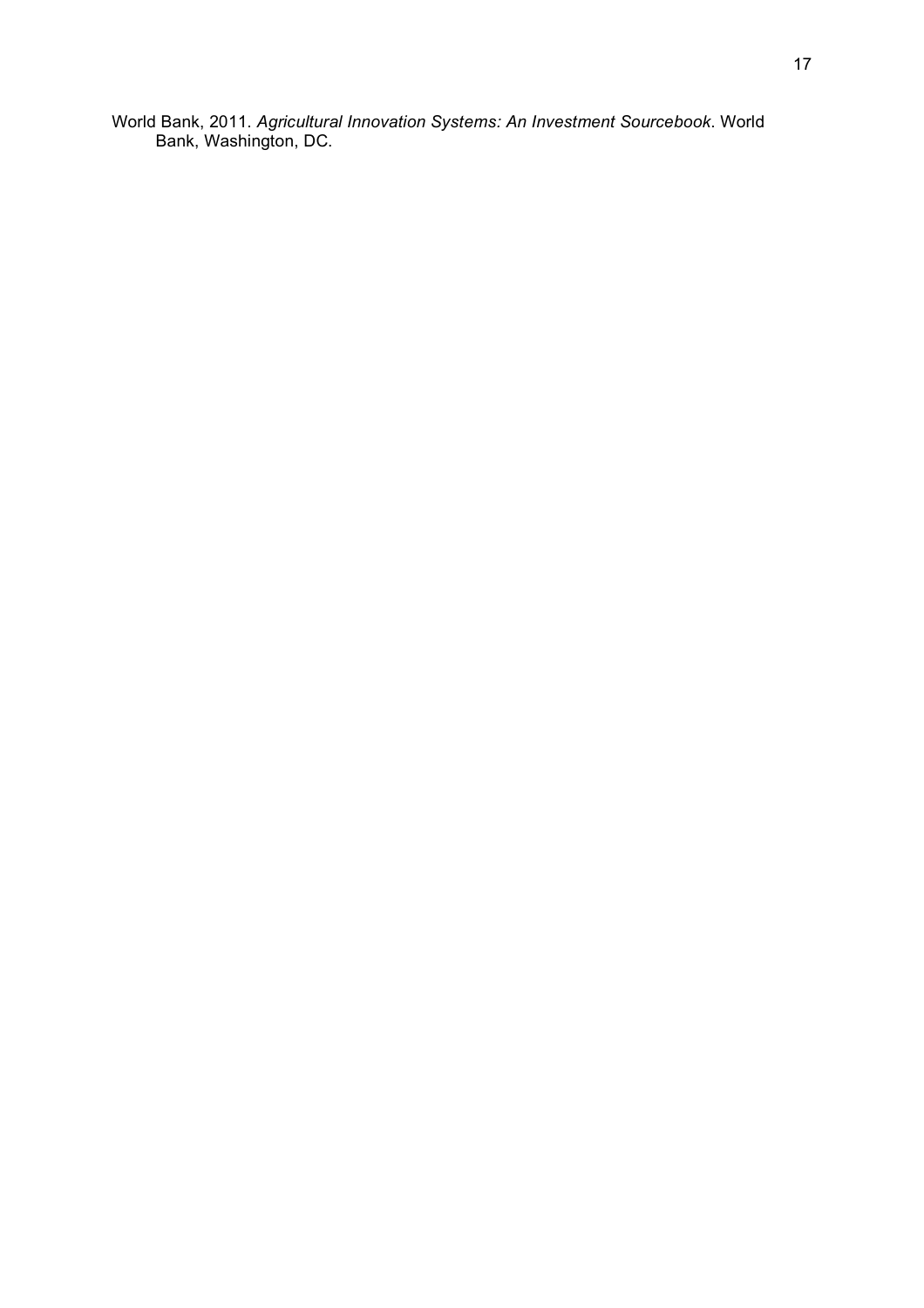World Bank, 2011. *Agricultural Innovation Systems: An Investment Sourcebook*. World Bank, Washington, DC.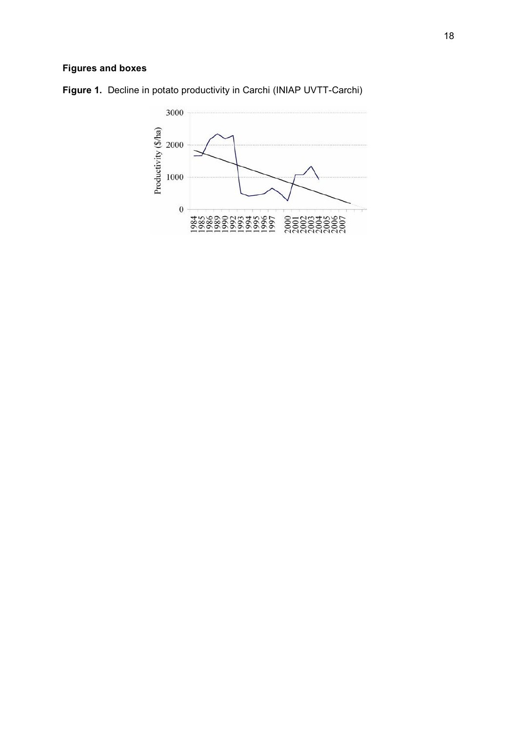**Figures and boxes**

**Figure 1.** Decline in potato productivity in Carchi (INIAP UVTT-Carchi)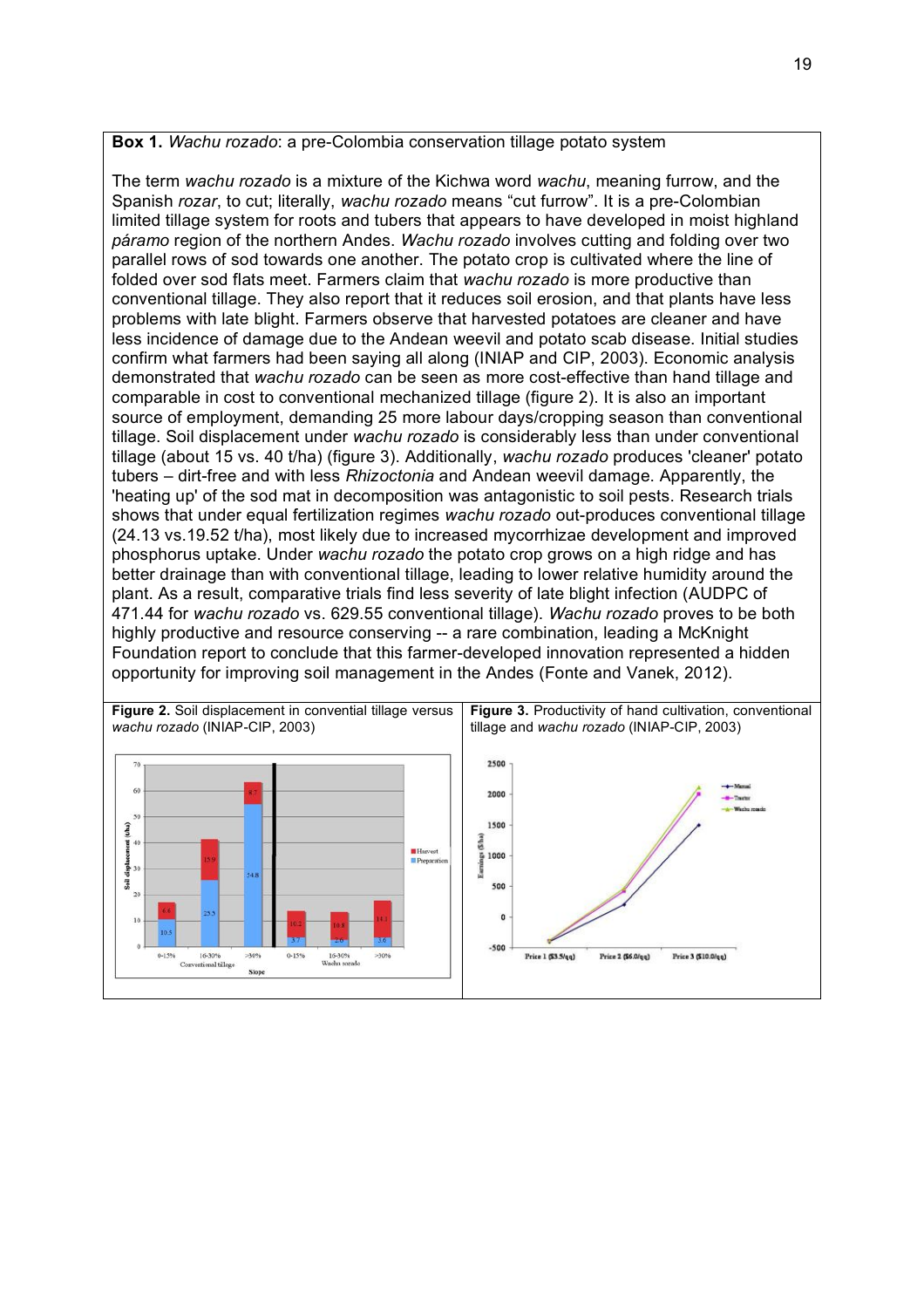**Box 1.** *Wachu rozado*: a pre-Colombia conservation tillage potato system

The term *wachu rozado* is a mixture of the Kichwa word *wachu*, meaning furrow, and the Spanish *rozar*, to cut; literally, *wachu rozado* means "cut furrow". It is a pre-Colombian limited tillage system for roots and tubers that appears to have developed in moist highland *páramo* region of the northern Andes. *Wachu rozado* involves cutting and folding over two parallel rows of sod towards one another. The potato crop is cultivated where the line of folded over sod flats meet. Farmers claim that *wachu rozado* is more productive than conventional tillage. They also report that it reduces soil erosion, and that plants have less problems with late blight. Farmers observe that harvested potatoes are cleaner and have less incidence of damage due to the Andean weevil and potato scab disease. Initial studies confirm what farmers had been saying all along (INIAP and CIP, 2003). Economic analysis demonstrated that *wachu rozado* can be seen as more cost-effective than hand tillage and comparable in cost to conventional mechanized tillage (figure 2). It is also an important source of employment, demanding 25 more labour days/cropping season than conventional tillage. Soil displacement under *wachu rozado* is considerably less than under conventional tillage (about 15 vs. 40 t/ha) (figure 3). Additionally, *wachu rozado* produces 'cleaner' potato tubers – dirt-free and with less *Rhizoctonia* and Andean weevil damage. Apparently, the 'heating up' of the sod mat in decomposition was antagonistic to soil pests. Research trials shows that under equal fertilization regimes *wachu rozado* out-produces conventional tillage (24.13 vs.19.52 t/ha), most likely due to increased mycorrhizae development and improved phosphorus uptake. Under *wachu rozado* the potato crop grows on a high ridge and has better drainage than with conventional tillage, leading to lower relative humidity around the plant. As a result, comparative trials find less severity of late blight infection (AUDPC of 471.44 for *wachu rozado* vs. 629.55 conventional tillage). *Wachu rozado* proves to be both highly productive and resource conserving -- a rare combination, leading a McKnight Foundation report to conclude that this farmer-developed innovation represented a hidden opportunity for improving soil management in the Andes (Fonte and Vanek, 2012).

**Figure 2.** Soil displacement in convential tillage versus *wachu rozado* (INIAP-CIP, 2003)

**Figure 3.** Productivity of hand cultivation, conventional tillage and *wachu rozado* (INIAP-CIP, 2003)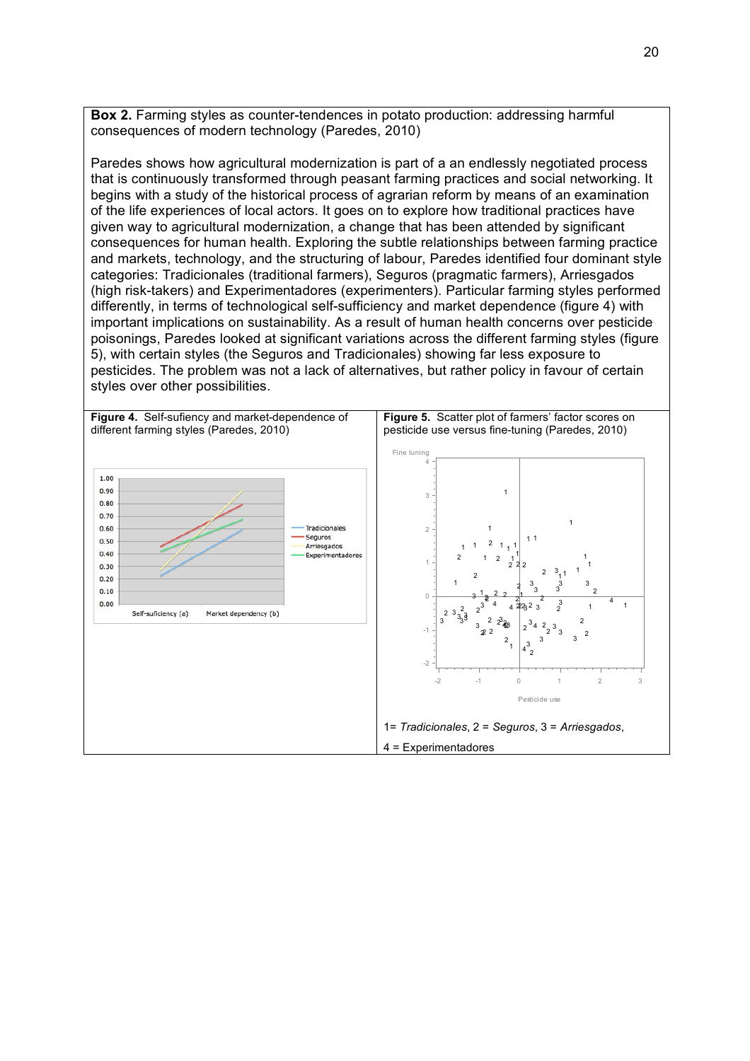**Box 2.** Farming styles as counter-tendences in potato production: addressing harmful consequences of modern technology (Paredes, 2010)

Paredes shows how agricultural modernization is part of a an endlessly negotiated process that is continuously transformed through peasant farming practices and social networking. It begins with a study of the historical process of agrarian reform by means of an examination of the life experiences of local actors. It goes on to explore how traditional practices have given way to agricultural modernization, a change that has been attended by significant consequences for human health. Exploring the subtle relationships between farming practice and markets, technology, and the structuring of labour, Paredes identified four dominant style categories: Tradicionales (traditional farmers), Seguros (pragmatic farmers), Arriesgados (high risk-takers) and Experimentadores (experimenters). Particular farming styles performed differently, in terms of technological self-sufficiency and market dependence (figure 4) with important implications on sustainability. As a result of human health concerns over pesticide poisonings, Paredes looked at significant variations across the different farming styles (figure 5), with certain styles (the Seguros and Tradicionales) showing far less exposure to pesticides. The problem was not a lack of alternatives, but rather policy in favour of certain styles over other possibilities.

**Figure 4.** Self-sufiency and market-dependence of different farming styles (Paredes, 2010)

1.00
0.90
0.80
0.70
0.60
0.50
0.40
0.30
0.20
0.10
0.00

Self-suficiency (a)    Market dependency (b)

Tradicionales
Seguros
Arriesgados
Experimentadores

**Figure 5.** Scatter plot of farmers' factor scores on pesticide use versus fine-tuning (Paredes, 2010)

Fine tuning

4
3
2
1
0
-1
-2

-2    -1    0    1    2    3

Pesticide use

1= *Tradicionales*, 2 = *Seguros*, 3 = *Arriesgados*,

4 = Experimentadores